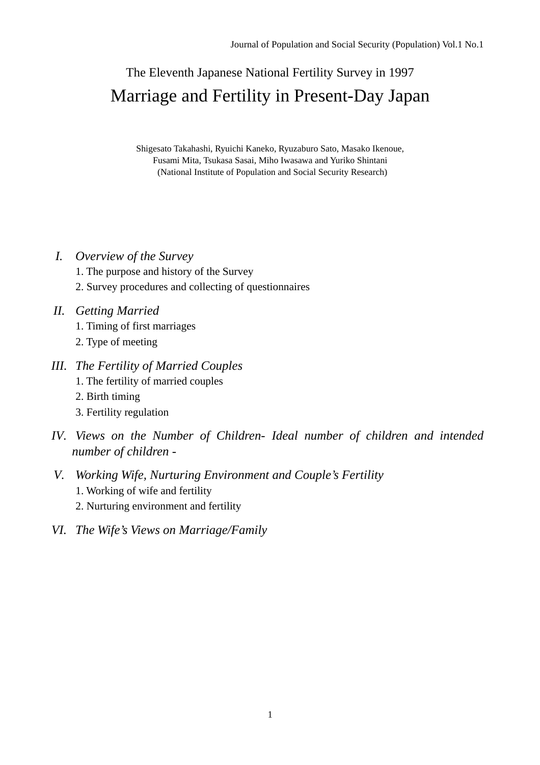The Eleventh Japanese National Fertility Survey in 1997

# Marriage and Fertility in Present-Day Japan

Shigesato Takahashi, Ryuichi Kaneko, Ryuzaburo Sato, Masako Ikenoue,
Fusami Mita, Tsukasa Sasai, Miho Iwasawa and Yuriko Shintani
(National Institute of Population and Social Security Research)

I. *Overview of the Survey*
  1. The purpose and history of the Survey
  2. Survey procedures and collecting of questionnaires

II. *Getting Married*
  1. Timing of first marriages
  2. Type of meeting

III. *The Fertility of Married Couples*
  1. The fertility of married couples
  2. Birth timing
  3. Fertility regulation

IV. *Views on the Number of Children- Ideal number of children and intended number of children -*

V. *Working Wife, Nurturing Environment and Couple's Fertility*
  1. Working of wife and fertility
  2. Nurturing environment and fertility

VI. *The Wife's Views on Marriage/Family*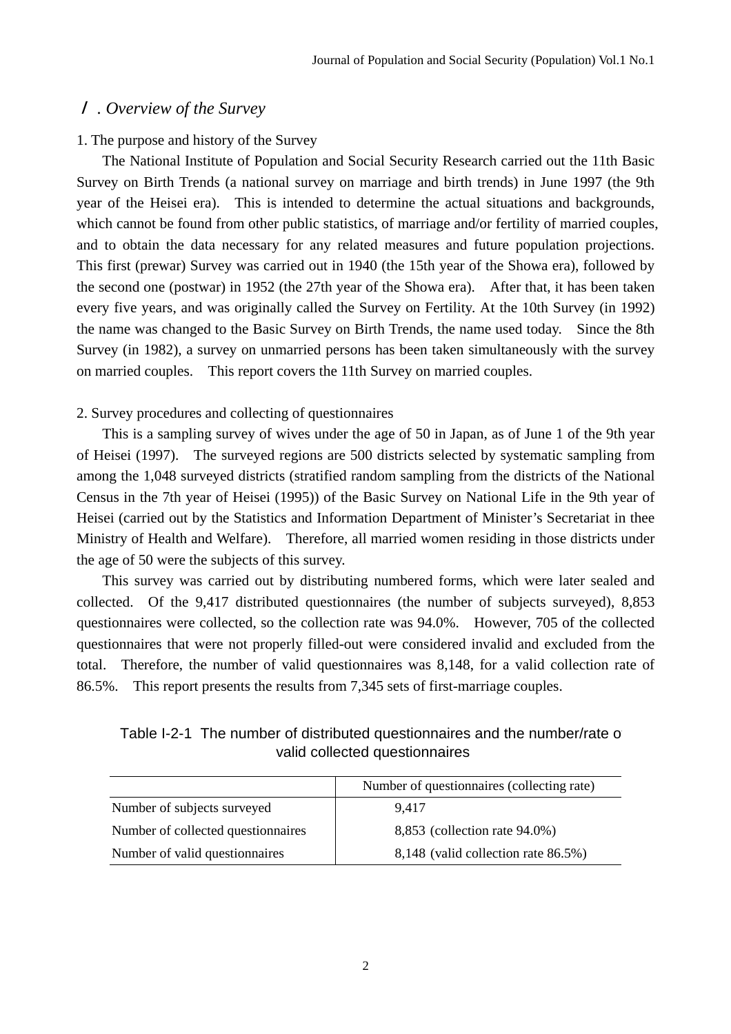## Ⅰ. *Overview of the Survey*

### 1. The purpose and history of the Survey

The National Institute of Population and Social Security Research carried out the 11th Basic Survey on Birth Trends (a national survey on marriage and birth trends) in June 1997 (the 9th year of the Heisei era). This is intended to determine the actual situations and backgrounds, which cannot be found from other public statistics, of marriage and/or fertility of married couples, and to obtain the data necessary for any related measures and future population projections. This first (prewar) Survey was carried out in 1940 (the 15th year of the Showa era), followed by the second one (postwar) in 1952 (the 27th year of the Showa era). After that, it has been taken every five years, and was originally called the Survey on Fertility. At the 10th Survey (in 1992) the name was changed to the Basic Survey on Birth Trends, the name used today. Since the 8th Survey (in 1982), a survey on unmarried persons has been taken simultaneously with the survey on married couples. This report covers the 11th Survey on married couples.

### 2. Survey procedures and collecting of questionnaires

This is a sampling survey of wives under the age of 50 in Japan, as of June 1 of the 9th year of Heisei (1997). The surveyed regions are 500 districts selected by systematic sampling from among the 1,048 surveyed districts (stratified random sampling from the districts of the National Census in the 7th year of Heisei (1995)) of the Basic Survey on National Life in the 9th year of Heisei (carried out by the Statistics and Information Department of Minister's Secretariat in thee Ministry of Health and Welfare). Therefore, all married women residing in those districts under the age of 50 were the subjects of this survey.

This survey was carried out by distributing numbered forms, which were later sealed and collected. Of the 9,417 distributed questionnaires (the number of subjects surveyed), 8,853 questionnaires were collected, so the collection rate was 94.0%. However, 705 of the collected questionnaires that were not properly filled-out were considered invalid and excluded from the total. Therefore, the number of valid questionnaires was 8,148, for a valid collection rate of 86.5%. This report presents the results from 7,345 sets of first-marriage couples.

Table I-2-1 The number of distributed questionnaires and the number/rate of valid collected questionnaires

| | Number of questionnaires (collecting rate) |
|---|---|
| Number of subjects surveyed | 9,417 |
| Number of collected questionnaires | 8,853 (collection rate 94.0%) |
| Number of valid questionnaires | 8,148 (valid collection rate 86.5%) |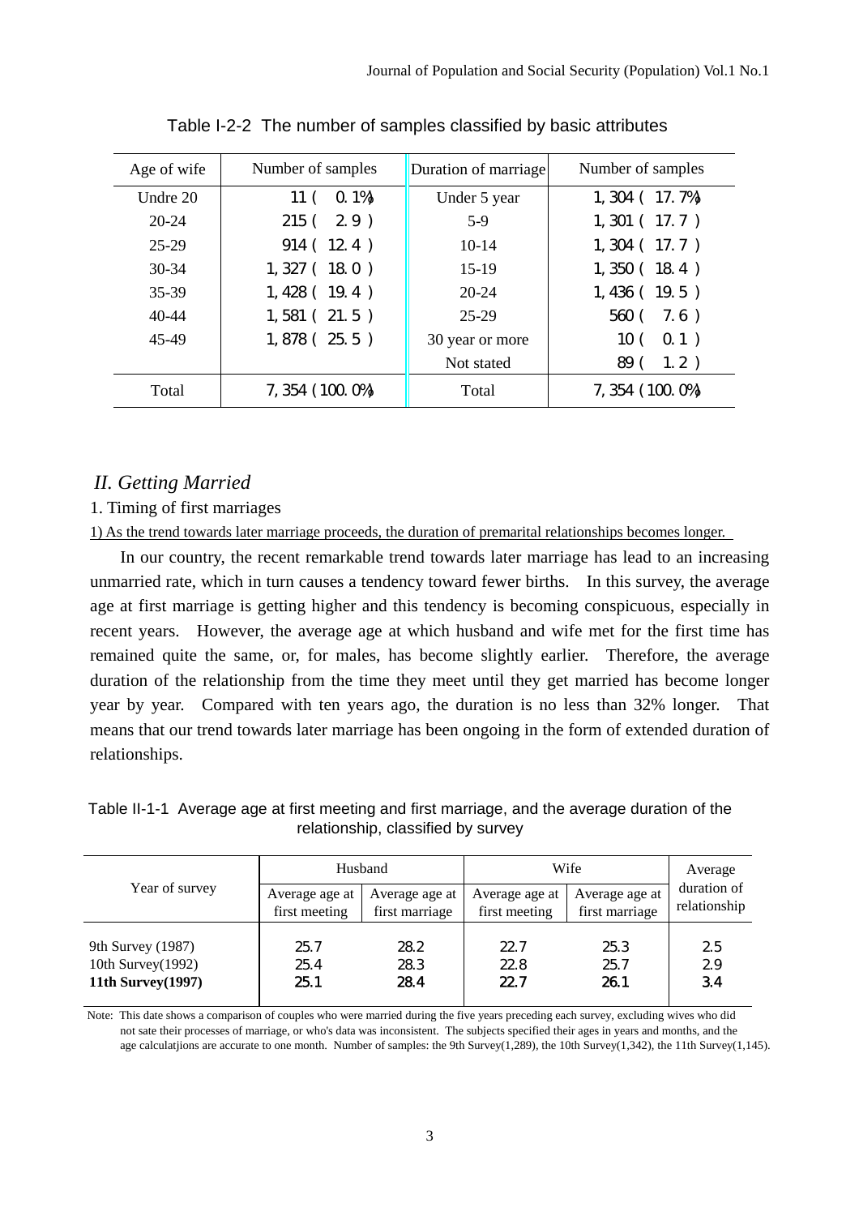Table I-2-2 The number of samples classified by basic attributes

| Age of wife | Number of samples | Duration of marriage | Number of samples |
|---|---|---|---|
| Undre 20 | 11 ( 0.1%) | Under 5 year | 1,304 ( 17.7%) |
| 20-24 | 215 ( 2.9 ) | 5-9 | 1,301 ( 17.7 ) |
| 25-29 | 914 ( 12.4 ) | 10-14 | 1,304 ( 17.7 ) |
| 30-34 | 1,327 ( 18.0 ) | 15-19 | 1,350 ( 18.4 ) |
| 35-39 | 1,428 ( 19.4 ) | 20-24 | 1,436 ( 19.5 ) |
| 40-44 | 1,581 ( 21.5 ) | 25-29 | 560 ( 7.6 ) |
| 45-49 | 1,878 ( 25.5 ) | 30 year or more | 10 ( 0.1 ) |
| | | Not stated | 89 ( 1.2 ) |
| Total | 7,354 (100.0%) | Total | 7,354 (100.0%) |

## *II. Getting Married*

### 1. Timing of first marriages

1) As the trend towards later marriage proceeds, the duration of premarital relationships becomes longer.

In our country, the recent remarkable trend towards later marriage has lead to an increasing unmarried rate, which in turn causes a tendency toward fewer births. In this survey, the average age at first marriage is getting higher and this tendency is becoming conspicuous, especially in recent years. However, the average age at which husband and wife met for the first time has remained quite the same, or, for males, has become slightly earlier. Therefore, the average duration of the relationship from the time they meet until they get married has become longer year by year. Compared with ten years ago, the duration is no less than 32% longer. That means that our trend towards later marriage has been ongoing in the form of extended duration of relationships.

Table II-1-1 Average age at first meeting and first marriage, and the average duration of the relationship, classified by survey

| Year of survey | Husband | | Wife | | Average duration of relationship |
|---|---|---|---|---|---|
| | Average age at first meeting | Average age at first marriage | Average age at first meeting | Average age at first marriage | |
| 9th Survey (1987) | 25.7 | 28.2 | 22.7 | 25.3 | 2.5 |
| 10th Survey(1992) | 25.4 | 28.3 | 22.8 | 25.7 | 2.9 |
| **11th Survey(1997)** | **25.1** | **28.4** | **22.7** | **26.1** | **3.4** |

Note: This date shows a comparison of couples who were married during the five years preceding each survey, excluding wives who did not sate their processes of marriage, or who's data was inconsistent. The subjects specified their ages in years and months, and the age calculatjions are accurate to one month. Number of samples: the 9th Survey(1,289), the 10th Survey(1,342), the 11th Survey(1,145).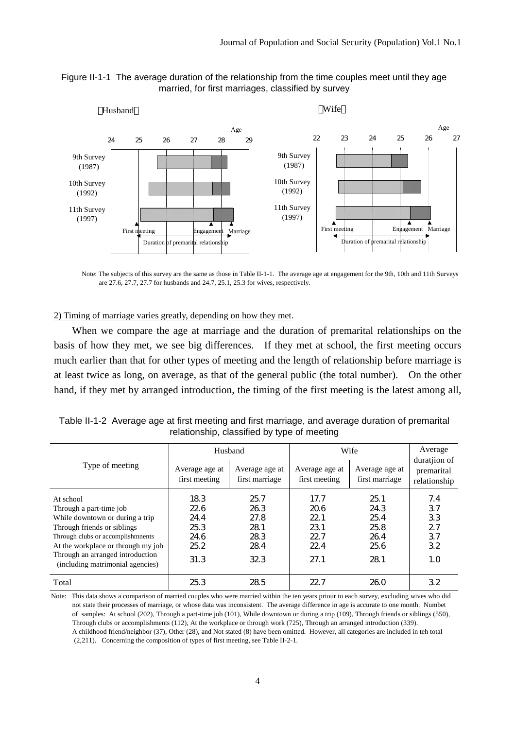Figure II-1-1 The average duration of the relationship from the time couples meet until they age married, for first marriages, classified by survey

Note: The subjects of this survey are the same as those in Table II-1-1. The average age at engagement for the 9th, 10th and 11th Surveys are 27.6, 27.7, 27.7 for husbands and 24.7, 25.1, 25.3 for wives, respectively.

2) Timing of marriage varies greatly, depending on how they met.

When we compare the age at marriage and the duration of premarital relationships on the basis of how they met, we see big differences. If they met at school, the first meeting occurs much earlier than that for other types of meeting and the length of relationship before marriage is at least twice as long, on average, as that of the general public (the total number). On the other hand, if they met by arranged introduction, the timing of the first meeting is the latest among all,

Table II-1-2 Average age at first meeting and first marriage, and average duration of premarital relationship, classified by type of meeting

| Type of meeting | Husband | | Wife | | Average duratjion of premarital relationship |
|---|---|---|---|---|---|
| | Average age at first meeting | Average age at first marriage | Average age at first meeting | Average age at first marriage | |
| At school | 18.3 | 25.7 | 17.7 | 25.1 | 7.4 |
| Through a part-time job | 22.6 | 26.3 | 20.6 | 24.3 | 3.7 |
| While downtown or during a trip | 24.4 | 27.8 | 22.1 | 25.4 | 3.3 |
| Through friends or siblings | 25.3 | 28.1 | 23.1 | 25.8 | 2.7 |
| Through clubs or accomplishmnents | 24.6 | 28.3 | 22.7 | 26.4 | 3.7 |
| At the workplace or through my job | 25.2 | 28.4 | 22.4 | 25.6 | 3.2 |
| Through an arranged introduction (including matrimonial agencies) | 31.3 | 32.3 | 27.1 | 28.1 | 1.0 |
| Total | 25.3 | 28.5 | 22.7 | 26.0 | 3.2 |

Note: This data shows a comparison of married couples who were married within the ten years priour to each survey, excluding wives who did not state their processes of marriage, or whose data was inconsistent. The average difference in age is accurate to one month. Numbet of samples: At school (202), Through a part-time job (101), While downtown or during a trip (109), Through friends or siblings (550), Through clubs or accomplishments (112), At the workplace or through work (725), Through an arranged introduction (339). A childhood friend/neighbor (37), Other (28), and Not stated (8) have been omitted. However, all categories are included in teh total (2,211). Concerning the composition of types of first meeting, see Table II-2-1.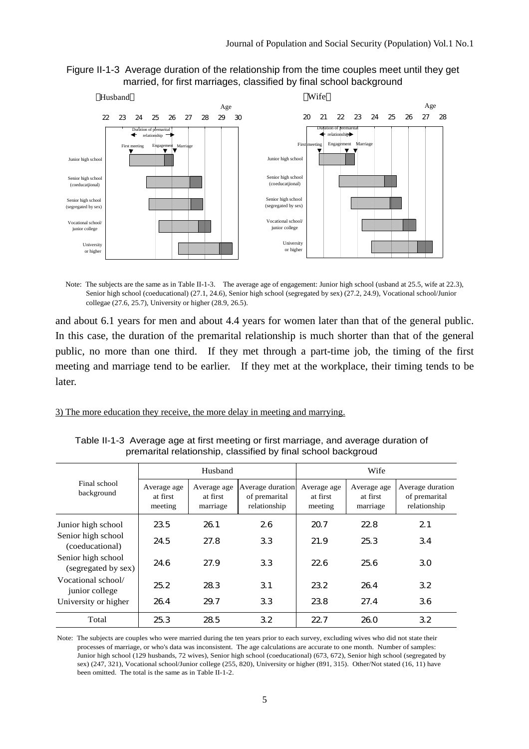Figure II-1-3 Average duration of the relationship from the time couples meet until they get married, for first marriages, classified by final school background

Note: The subjects are the same as in Table II-1-3. The average age of engagement: Junior high school (usband at 25.5, wife at 22.3), Senior high school (coeducational) (27.1, 24.6), Senior high school (segregated by sex) (27.2, 24.9), Vocational school/Junior collegae (27.6, 25.7), University or higher (28.9, 26.5).

and about 6.1 years for men and about 4.4 years for women later than that of the general public. In this case, the duration of the premarital relationship is much shorter than that of the general public, no more than one third. If they met through a part-time job, the timing of the first meeting and marriage tend to be earlier. If they met at the workplace, their timing tends to be later.

3) The more education they receive, the more delay in meeting and marrying.

Table II-1-3 Average age at first meeting or first marriage, and average duration of premarital relationship, classified by final school backgroud

| Final school background | Husband | | | Wife | | |
|---|---|---|---|---|---|---|
| | Average age at first meeting | Average age at first marriage | Average duration of premarital relationship | Average age at first meeting | Average age at first marriage | Average duration of premarital relationship |
| Junior high school | 23.5 | 26.1 | 2.6 | 20.7 | 22.8 | 2.1 |
| Senior high school (coeducational) | 24.5 | 27.8 | 3.3 | 21.9 | 25.3 | 3.4 |
| Senior high school (segregated by sex) | 24.6 | 27.9 | 3.3 | 22.6 | 25.6 | 3.0 |
| Vocational school/ junior college | 25.2 | 28.3 | 3.1 | 23.2 | 26.4 | 3.2 |
| University or higher | 26.4 | 29.7 | 3.3 | 23.8 | 27.4 | 3.6 |
| Total | 25.3 | 28.5 | 3.2 | 22.7 | 26.0 | 3.2 |

Note: The subjects are couples who were married during the ten years prior to each survey, excluding wives who did not state their processes of marriage, or who's data was inconsistent. The age calculations are accurate to one month. Number of samples: Junior high school (129 husbands, 72 wives), Senior high school (coeducational) (673, 672), Senior high school (segregated by sex) (247, 321), Vocational school/Junior college (255, 820), University or higher (891, 315). Other/Not stated (16, 11) have been omitted. The total is the same as in Table II-1-2.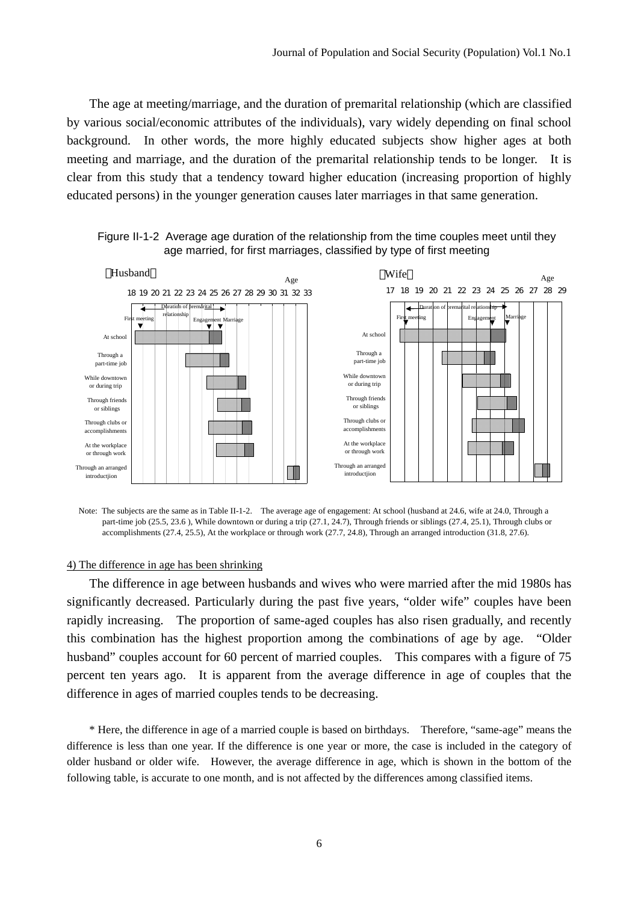The age at meeting/marriage, and the duration of premarital relationship (which are classified by various social/economic attributes of the individuals), vary widely depending on final school background. In other words, the more highly educated subjects show higher ages at both meeting and marriage, and the duration of the premarital relationship tends to be longer. It is clear from this study that a tendency toward higher education (increasing proportion of highly educated persons) in the younger generation causes later marriages in that same generation.

Figure II-1-2 Average age duration of the relationship from the time couples meet until they age married, for first marriages, classified by type of first meeting

Note: The subjects are the same as in Table II-1-2. The average age of engagement: At school (husband at 24.6, wife at 24.0, Through a part-time job (25.5, 23.6 ), While downtown or during a trip (27.1, 24.7), Through friends or siblings (27.4, 25.1), Through clubs or accomplishments (27.4, 25.5), At the workplace or through work (27.7, 24.8), Through an arranged introduction (31.8, 27.6).

4) The difference in age has been shrinking

The difference in age between husbands and wives who were married after the mid 1980s has significantly decreased. Particularly during the past five years, "older wife" couples have been rapidly increasing. The proportion of same-aged couples has also risen gradually, and recently this combination has the highest proportion among the combinations of age by age. "Older husband" couples account for 60 percent of married couples. This compares with a figure of 75 percent ten years ago. It is apparent from the average difference in age of couples that the difference in ages of married couples tends to be decreasing.

* Here, the difference in age of a married couple is based on birthdays. Therefore, "same-age" means the difference is less than one year. If the difference is one year or more, the case is included in the category of older husband or older wife. However, the average difference in age, which is shown in the bottom of the following table, is accurate to one month, and is not affected by the differences among classified items.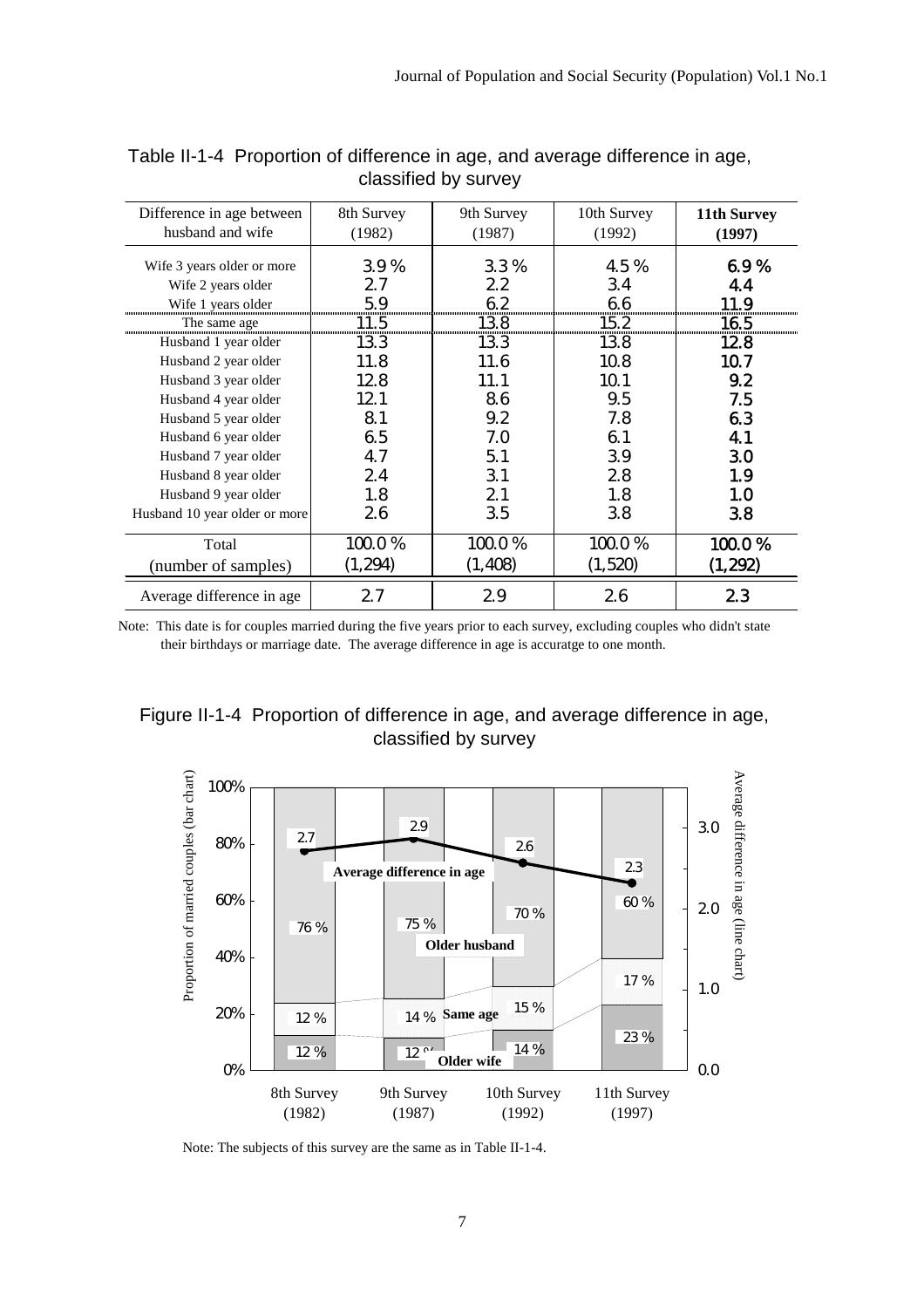Table II-1-4 Proportion of difference in age, and average difference in age, classified by survey

| Difference in age between husband and wife | 8th Survey (1982) | 9th Survey (1987) | 10th Survey (1992) | **11th Survey (1997)** |
|---|---|---|---|---|
| Wife 3 years older or more | 3.9 % | 3.3 % | 4.5 % | **6.9 %** |
| Wife 2 years older | 2.7 | 2.2 | 3.4 | **4.4** |
| Wife 1 years older | 5.9 | 6.2 | 6.6 | **11.9** |
| The same age | 11.5 | 13.8 | 15.2 | **16.5** |
| Husband 1 year older | 13.3 | 13.3 | 13.8 | **12.8** |
| Husband 2 year older | 11.8 | 11.6 | 10.8 | **10.7** |
| Husband 3 year older | 12.8 | 11.1 | 10.1 | **9.2** |
| Husband 4 year older | 12.1 | 8.6 | 9.5 | **7.5** |
| Husband 5 year older | 8.1 | 9.2 | 7.8 | **6.3** |
| Husband 6 year older | 6.5 | 7.0 | 6.1 | **4.1** |
| Husband 7 year older | 4.7 | 5.1 | 3.9 | **3.0** |
| Husband 8 year older | 2.4 | 3.1 | 2.8 | **1.9** |
| Husband 9 year older | 1.8 | 2.1 | 1.8 | **1.0** |
| Husband 10 year older or more | 2.6 | 3.5 | 3.8 | **3.8** |
| Total (number of samples) | 100.0 % (1,294) | 100.0 % (1,408) | 100.0 % (1,520) | **100.0 % (1,292)** |
| Average difference in age | 2.7 | 2.9 | 2.6 | **2.3** |

Note: This date is for couples married during the five years prior to each survey, excluding couples who didn't state their birthdays or marriage date. The average difference in age is accuratge to one month.

Figure II-1-4 Proportion of difference in age, and average difference in age, classified by survey

| | 8th Survey (1982) | 9th Survey (1987) | 10th Survey (1992) | 11th Survey (1997) |
|---|---|---|---|---|
| Older husband | 76 % | 75 % | 70 % | 60 % |
| Same age | 12 % | 14 % | 15 % | 17 % |
| Older wife | 12 % | 12 % | 14 % | 23 % |
| Average difference in age | 2.7 | 2.9 | 2.6 | 2.3 |

Note: The subjects of this survey are the same as in Table II-1-4.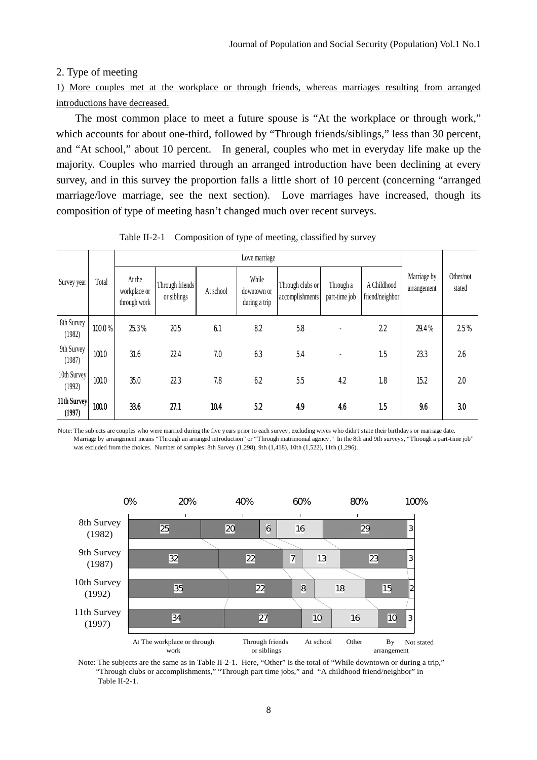## 2. Type of meeting

1) More couples met at the workplace or through friends, whereas marriages resulting from arranged introductions have decreased.

The most common place to meet a future spouse is "At the workplace or through work," which accounts for about one-third, followed by "Through friends/siblings," less than 30 percent, and "At school," about 10 percent. In general, couples who met in everyday life make up the majority. Couples who married through an arranged introduction have been declining at every survey, and in this survey the proportion falls a little short of 10 percent (concerning "arranged marriage/love marriage, see the next section). Love marriages have increased, though its composition of type of meeting hasn't changed much over recent surveys.

Table II-2-1 Composition of type of meeting, classified by survey

| Survey year | Total | Love marriage | | | | | | | Marriage by arrangement | Other/not stated |
|---|---|---|---|---|---|---|---|---|---|---|
| | | At the workplace or through work | Through friends or siblings | At school | While downtown or during a trip | Through clubs or accomplishments | Through a part-time job | A Childhood friend/neighbor | | |
| 8th Survey (1982) | 100.0 % | 25.3 % | 20.5 | 6.1 | 8.2 | 5.8 | - | 2.2 | 29.4 % | 2.5 % |
| 9th Survey (1987) | 100.0 | 31.6 | 22.4 | 7.0 | 6.3 | 5.4 | - | 1.5 | 23.3 | 2.6 |
| 10th Survey (1992) | 100.0 | 35.0 | 22.3 | 7.8 | 6.2 | 5.5 | 4.2 | 1.8 | 15.2 | 2.0 |
| **11th Survey (1997)** | **100.0** | **33.6** | **27.1** | **10.4** | **5.2** | **4.9** | **4.6** | **1.5** | **9.6** | **3.0** |

Note: The subjects are couples who were married during the five years prior to each survey, excluding wives who didn't state their birthdays or marriage date. Marriage by arrangement means "Through an arranged introduction" or "Through matrimonial agency." In the 8th and 9th surveys, "Through a part-time job" was excluded from the choices. Number of samples: 8th Survey (1,298), 9th (1,418), 10th (1,522), 11th (1,296).

| | At The workplace or through work | Through friends or siblings | At school | Other | By arrangement | Not stated |
|---|---|---|---|---|---|---|
| 8th Survey (1982) | 25 | 20 | 6 | 16 | 29 | 3 |
| 9th Survey (1987) | 32 | 22 | 7 | 13 | 23 | 3 |
| 10th Survey (1992) | 35 | 22 | 8 | 18 | 15 | 2 |
| 11th Survey (1997) | 34 | 27 | 10 | 16 | 10 | 3 |

Note: The subjects are the same as in Table II-2-1. Here, "Other" is the total of "While downtown or during a trip," "Through clubs or accomplishments," "Through part time jobs," and "A childhood friend/neighbor" in Table II-2-1.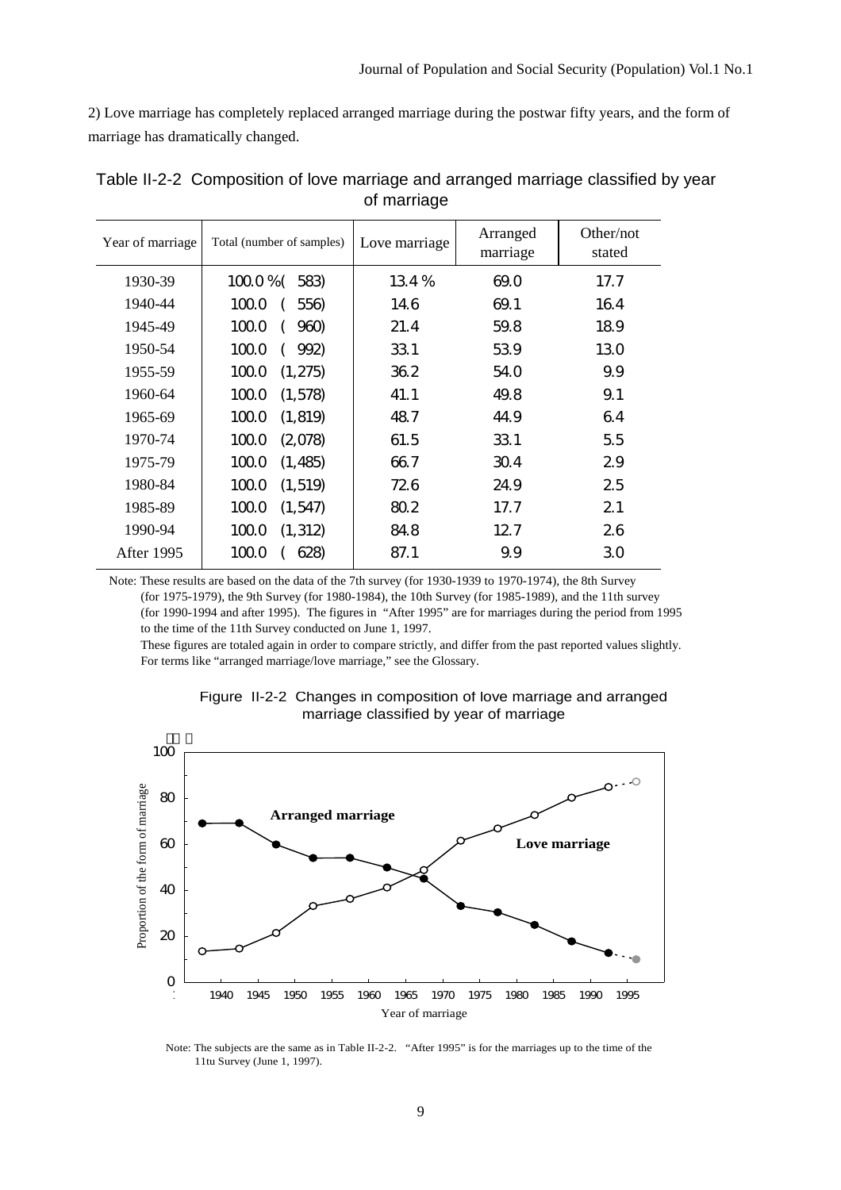2) Love marriage has completely replaced arranged marriage during the postwar fifty years, and the form of marriage has dramatically changed.

Table II-2-2 Composition of love marriage and arranged marriage classified by year of marriage

| Year of marriage | Total (number of samples) | Love marriage | Arranged marriage | Other/not stated |
|---|---|---|---|---|
| 1930-39 | 100.0 %( 583) | 13.4 % | 69.0 | 17.7 |
| 1940-44 | 100.0 ( 556) | 14.6 | 69.1 | 16.4 |
| 1945-49 | 100.0 ( 960) | 21.4 | 59.8 | 18.9 |
| 1950-54 | 100.0 ( 992) | 33.1 | 53.9 | 13.0 |
| 1955-59 | 100.0 (1,275) | 36.2 | 54.0 | 9.9 |
| 1960-64 | 100.0 (1,578) | 41.1 | 49.8 | 9.1 |
| 1965-69 | 100.0 (1,819) | 48.7 | 44.9 | 6.4 |
| 1970-74 | 100.0 (2,078) | 61.5 | 33.1 | 5.5 |
| 1975-79 | 100.0 (1,485) | 66.7 | 30.4 | 2.9 |
| 1980-84 | 100.0 (1,519) | 72.6 | 24.9 | 2.5 |
| 1985-89 | 100.0 (1,547) | 80.2 | 17.7 | 2.1 |
| 1990-94 | 100.0 (1,312) | 84.8 | 12.7 | 2.6 |
| After 1995 | 100.0 ( 628) | 87.1 | 9.9 | 3.0 |

Note: These results are based on the data of the 7th survey (for 1930-1939 to 1970-1974), the 8th Survey (for 1975-1979), the 9th Survey (for 1980-1984), the 10th Survey (for 1985-1989), and the 11th survey (for 1990-1994 and after 1995). The figures in "After 1995" are for marriages during the period from 1995 to the time of the 11th Survey conducted on June 1, 1997.
These figures are totaled again in order to compare strictly, and differ from the past reported values slightly. For terms like "arranged marriage/love marriage," see the Glossary.

Figure II-2-2 Changes in composition of love marriage and arranged marriage classified by year of marriage

Note: The subjects are the same as in Table II-2-2. "After 1995" is for the marriages up to the time of the 11tu Survey (June 1, 1997).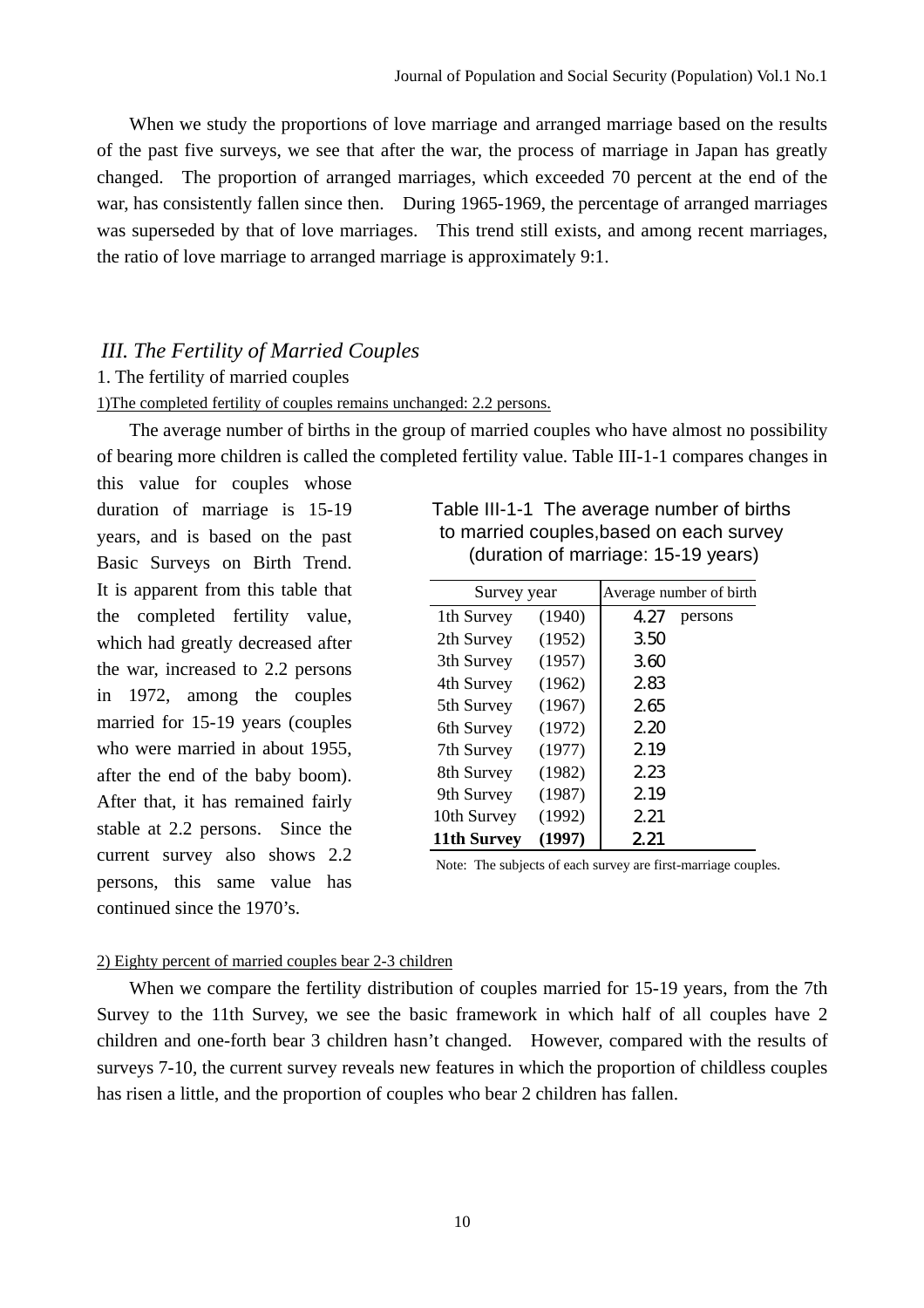When we study the proportions of love marriage and arranged marriage based on the results of the past five surveys, we see that after the war, the process of marriage in Japan has greatly changed. The proportion of arranged marriages, which exceeded 70 percent at the end of the war, has consistently fallen since then. During 1965-1969, the percentage of arranged marriages was superseded by that of love marriages. This trend still exists, and among recent marriages, the ratio of love marriage to arranged marriage is approximately 9:1.

## *III. The Fertility of Married Couples*

### 1. The fertility of married couples

1)The completed fertility of couples remains unchanged: 2.2 persons.

The average number of births in the group of married couples who have almost no possibility of bearing more children is called the completed fertility value. Table III-1-1 compares changes in this value for couples whose duration of marriage is 15-19 years, and is based on the past Basic Surveys on Birth Trend. It is apparent from this table that the completed fertility value, which had greatly decreased after the war, increased to 2.2 persons in 1972, among the couples married for 15-19 years (couples who were married in about 1955, after the end of the baby boom). After that, it has remained fairly stable at 2.2 persons. Since the current survey also shows 2.2 persons, this same value has continued since the 1970's.

Table III-1-1 The average number of births to married couples,based on each survey (duration of marriage: 15-19 years)

| Survey year | | Average number of birth |
|---|---|---|
| 1th Survey | (1940) | 4.27 persons |
| 2th Survey | (1952) | 3.50 |
| 3th Survey | (1957) | 3.60 |
| 4th Survey | (1962) | 2.83 |
| 5th Survey | (1967) | 2.65 |
| 6th Survey | (1972) | 2.20 |
| 7th Survey | (1977) | 2.19 |
| 8th Survey | (1982) | 2.23 |
| 9th Survey | (1987) | 2.19 |
| 10th Survey | (1992) | 2.21 |
| **11th Survey** | **(1997)** | 2.21 |

Note: The subjects of each survey are first-marriage couples.

2) Eighty percent of married couples bear 2-3 children

When we compare the fertility distribution of couples married for 15-19 years, from the 7th Survey to the 11th Survey, we see the basic framework in which half of all couples have 2 children and one-forth bear 3 children hasn't changed. However, compared with the results of surveys 7-10, the current survey reveals new features in which the proportion of childless couples has risen a little, and the proportion of couples who bear 2 children has fallen.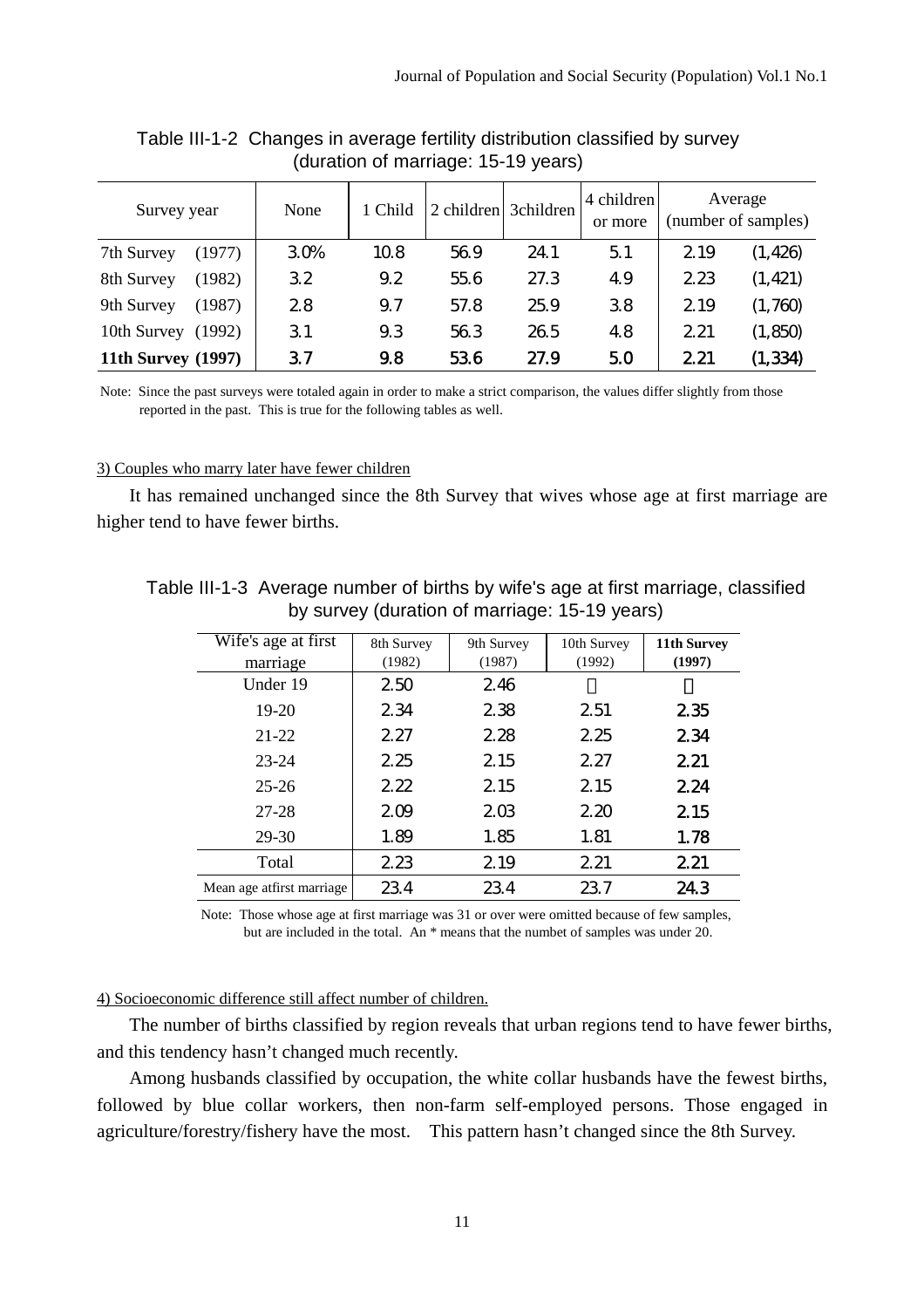Table III-1-2 Changes in average fertility distribution classified by survey (duration of marriage: 15-19 years)

| Survey year | None | 1 Child | 2 children | 3children | 4 children or more | Average (number of samples) | |
|---|---|---|---|---|---|---|---|
| 7th Survey (1977) | 3.0% | 10.8 | 56.9 | 24.1 | 5.1 | 2.19 | (1,426) |
| 8th Survey (1982) | 3.2 | 9.2 | 55.6 | 27.3 | 4.9 | 2.23 | (1,421) |
| 9th Survey (1987) | 2.8 | 9.7 | 57.8 | 25.9 | 3.8 | 2.19 | (1,760) |
| 10th Survey (1992) | 3.1 | 9.3 | 56.3 | 26.5 | 4.8 | 2.21 | (1,850) |
| **11th Survey (1997)** | 3.7 | 9.8 | 53.6 | 27.9 | 5.0 | 2.21 | (1,334) |

Note: Since the past surveys were totaled again in order to make a strict comparison, the values differ slightly from those reported in the past. This is true for the following tables as well.

3) Couples who marry later have fewer children

It has remained unchanged since the 8th Survey that wives whose age at first marriage are higher tend to have fewer births.

Table III-1-3 Average number of births by wife's age at first marriage, classified by survey (duration of marriage: 15-19 years)

| Wife's age at first marriage | 8th Survey (1982) | 9th Survey (1987) | 10th Survey (1992) | **11th Survey (1997)** |
|---|---|---|---|---|
| Under 19 | 2.50 | 2.46 | * | * |
| 19-20 | 2.34 | 2.38 | 2.51 | 2.35 |
| 21-22 | 2.27 | 2.28 | 2.25 | 2.34 |
| 23-24 | 2.25 | 2.15 | 2.27 | 2.21 |
| 25-26 | 2.22 | 2.15 | 2.15 | 2.24 |
| 27-28 | 2.09 | 2.03 | 2.20 | 2.15 |
| 29-30 | 1.89 | 1.85 | 1.81 | 1.78 |
| Total | 2.23 | 2.19 | 2.21 | 2.21 |
| Mean age atfirst marriage | 23.4 | 23.4 | 23.7 | 24.3 |

Note: Those whose age at first marriage was 31 or over were omitted because of few samples, but are included in the total. An * means that the numbet of samples was under 20.

4) Socioeconomic difference still affect number of children.

The number of births classified by region reveals that urban regions tend to have fewer births, and this tendency hasn't changed much recently.

Among husbands classified by occupation, the white collar husbands have the fewest births, followed by blue collar workers, then non-farm self-employed persons. Those engaged in agriculture/forestry/fishery have the most. This pattern hasn't changed since the 8th Survey.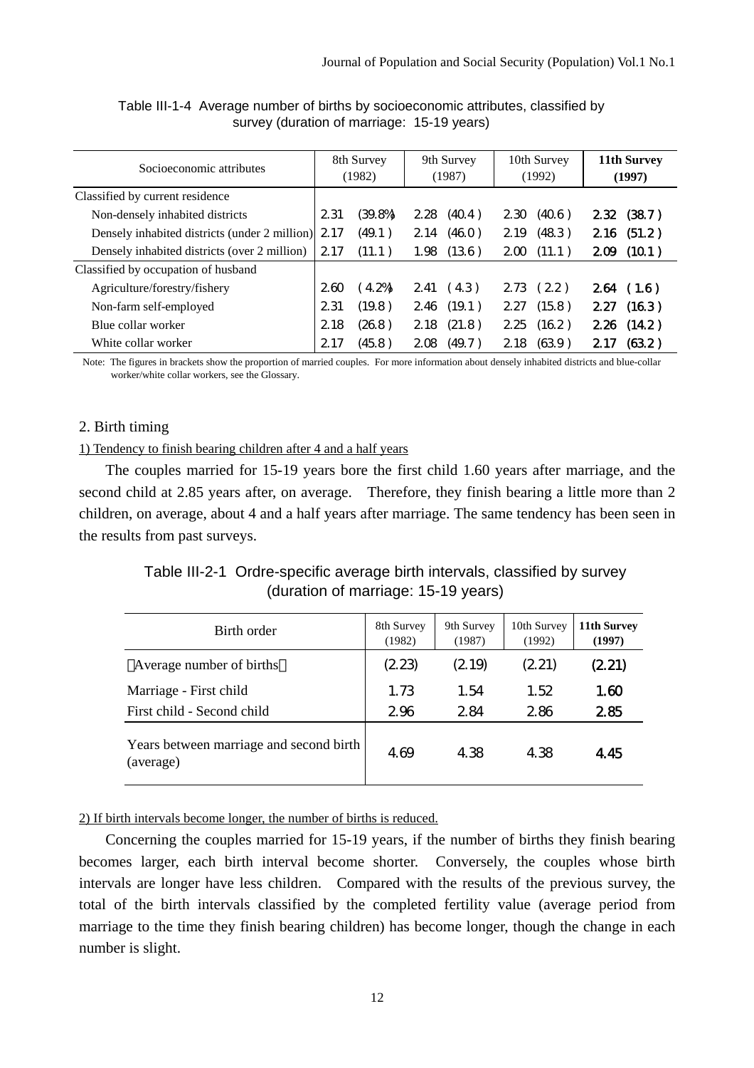Table III-1-4 Average number of births by socioeconomic attributes, classified by survey (duration of marriage: 15-19 years)

| Socioeconomic attributes | 8th Survey (1982) | | 9th Survey (1987) | | 10th Survey (1992) | | **11th Survey (1997)** | |
|---|---|---|---|---|---|---|---|---|
| Classified by current residence | | | | | | | | |
| Non-densely inhabited districts | 2.31 | (39.8%) | 2.28 | (40.4 ) | 2.30 | (40.6 ) | **2.32** | **(38.7 )** |
| Densely inhabited districts (under 2 million) | 2.17 | (49.1 ) | 2.14 | (46.0 ) | 2.19 | (48.3 ) | **2.16** | **(51.2 )** |
| Densely inhabited districts (over 2 million) | 2.17 | (11.1 ) | 1.98 | (13.6 ) | 2.00 | (11.1 ) | **2.09** | **(10.1 )** |
| Classified by occupation of husband | | | | | | | | |
| Agriculture/forestry/fishery | 2.60 | ( 4.2%) | 2.41 | ( 4.3 ) | 2.73 | ( 2.2 ) | **2.64** | **( 1.6 )** |
| Non-farm self-employed | 2.31 | (19.8 ) | 2.46 | (19.1 ) | 2.27 | (15.8 ) | **2.27** | **(16.3 )** |
| Blue collar worker | 2.18 | (26.8 ) | 2.18 | (21.8 ) | 2.25 | (16.2 ) | **2.26** | **(14.2 )** |
| White collar worker | 2.17 | (45.8 ) | 2.08 | (49.7 ) | 2.18 | (63.9 ) | **2.17** | **(63.2 )** |

Note: The figures in brackets show the proportion of married couples. For more information about densely inhabited districts and blue-collar worker/white collar workers, see the Glossary.

## 2. Birth timing

1) Tendency to finish bearing children after 4 and a half years

The couples married for 15-19 years bore the first child 1.60 years after marriage, and the second child at 2.85 years after, on average. Therefore, they finish bearing a little more than 2 children, on average, about 4 and a half years after marriage. The same tendency has been seen in the results from past surveys.

Table III-2-1 Ordre-specific average birth intervals, classified by survey (duration of marriage: 15-19 years)

| Birth order | 8th Survey (1982) | 9th Survey (1987) | 10th Survey (1992) | **11th Survey (1997)** |
|---|---|---|---|---|
| （Average number of births） | (2.23) | (2.19) | (2.21) | **(2.21)** |
| Marriage - First child | 1.73 | 1.54 | 1.52 | **1.60** |
| First child - Second child | 2.96 | 2.84 | 2.86 | **2.85** |
| Years between marriage and second birth (average) | 4.69 | 4.38 | 4.38 | **4.45** |

2) If birth intervals become longer, the number of births is reduced.

Concerning the couples married for 15-19 years, if the number of births they finish bearing becomes larger, each birth interval become shorter. Conversely, the couples whose birth intervals are longer have less children. Compared with the results of the previous survey, the total of the birth intervals classified by the completed fertility value (average period from marriage to the time they finish bearing children) has become longer, though the change in each number is slight.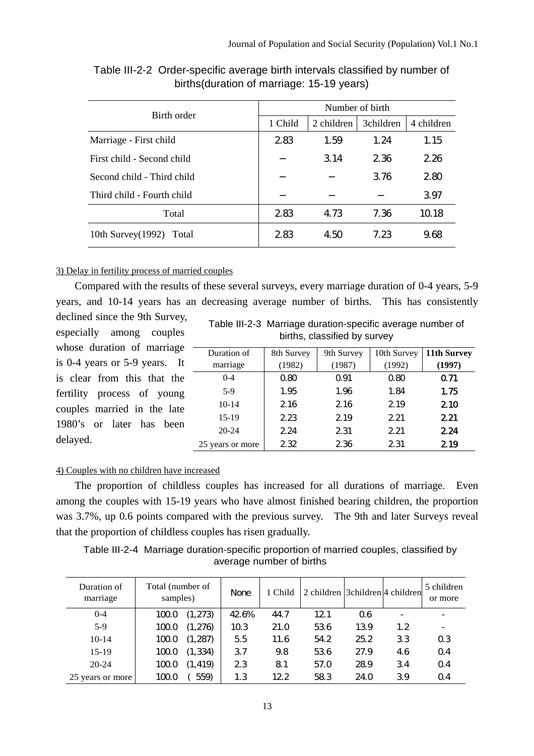Table III-2-2 Order-specific average birth intervals classified by number of births(duration of marriage: 15-19 years)

| Birth order | Number of birth | | | |
|---|---|---|---|---|
| | 1 Child | 2 children | 3children | 4 children |
| Marriage - First child | 2.83 | 1.59 | 1.24 | 1.15 |
| First child - Second child | – | 3.14 | 2.36 | 2.26 |
| Second child - Third child | – | – | 3.76 | 2.80 |
| Third child - Fourth child | – | – | – | 3.97 |
| Total | 2.83 | 4.73 | 7.36 | 10.18 |
| 10th Survey(1992) Total | 2.83 | 4.50 | 7.23 | 9.68 |

3) Delay in fertility process of married couples

Compared with the results of these several surveys, every marriage duration of 0-4 years, 5-9 years, and 10-14 years has an decreasing average number of births. This has consistently declined since the 9th Survey, especially among couples whose duration of marriage is 0-4 years or 5-9 years. It is clear from this that the fertility process of young couples married in the late 1980's or later has been delayed.

Table III-2-3 Marriage duration-specific average number of births, classified by survey

| Duration of marriage | 8th Survey (1982) | 9th Survey (1987) | 10th Survey (1992) | **11th Survey (1997)** |
|---|---|---|---|---|
| 0-4 | 0.80 | 0.91 | 0.80 | **0.71** |
| 5-9 | 1.95 | 1.96 | 1.84 | **1.75** |
| 10-14 | 2.16 | 2.16 | 2.19 | **2.10** |
| 15-19 | 2.23 | 2.19 | 2.21 | **2.21** |
| 20-24 | 2.24 | 2.31 | 2.21 | **2.24** |
| 25 years or more | 2.32 | 2.36 | 2.31 | **2.19** |

4) Couples with no children have increased

The proportion of childless couples has increased for all durations of marriage. Even among the couples with 15-19 years who have almost finished bearing children, the proportion was 3.7%, up 0.6 points compared with the previous survey. The 9th and later Surveys reveal that the proportion of childless couples has risen gradually.

Table III-2-4 Marriage duration-specific proportion of married couples, classified by average number of births

| Duration of marriage | Total (number of samples) | None | 1 Child | 2 children | 3children | 4 children | 5 children or more |
|---|---|---|---|---|---|---|---|
| 0-4 | 100.0 (1,273) | 42.6% | 44.7 | 12.1 | 0.6 | - | - |
| 5-9 | 100.0 (1,276) | 10.3 | 21.0 | 53.6 | 13.9 | 1.2 | - |
| 10-14 | 100.0 (1,287) | 5.5 | 11.6 | 54.2 | 25.2 | 3.3 | 0.3 |
| 15-19 | 100.0 (1,334) | 3.7 | 9.8 | 53.6 | 27.9 | 4.6 | 0.4 |
| 20-24 | 100.0 (1,419) | 2.3 | 8.1 | 57.0 | 28.9 | 3.4 | 0.4 |
| 25 years or more | 100.0 ( 559) | 1.3 | 12.2 | 58.3 | 24.0 | 3.9 | 0.4 |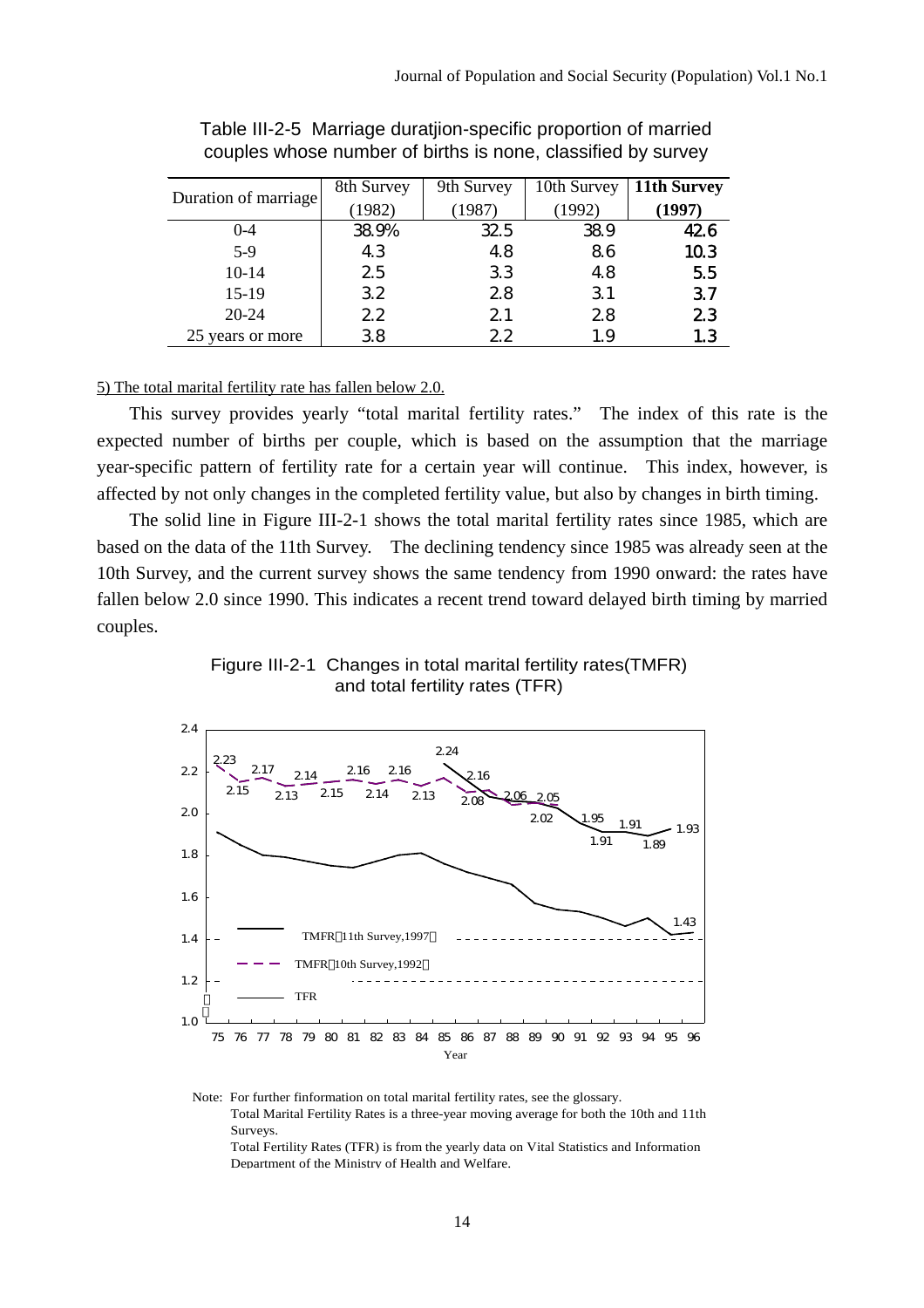Table III-2-5 Marriage duratjion-specific proportion of married couples whose number of births is none, classified by survey

| Duration of marriage | 8th Survey (1982) | 9th Survey (1987) | 10th Survey (1992) | **11th Survey (1997)** |
|---|---|---|---|---|
| 0-4 | 38.9% | 32.5 | 38.9 | **42.6** |
| 5-9 | 4.3 | 4.8 | 8.6 | **10.3** |
| 10-14 | 2.5 | 3.3 | 4.8 | **5.5** |
| 15-19 | 3.2 | 2.8 | 3.1 | **3.7** |
| 20-24 | 2.2 | 2.1 | 2.8 | **2.3** |
| 25 years or more | 3.8 | 2.2 | 1.9 | **1.3** |

5) The total marital fertility rate has fallen below 2.0.

This survey provides yearly "total marital fertility rates." The index of this rate is the expected number of births per couple, which is based on the assumption that the marriage year-specific pattern of fertility rate for a certain year will continue. This index, however, is affected by not only changes in the completed fertility value, but also by changes in birth timing.

The solid line in Figure III-2-1 shows the total marital fertility rates since 1985, which are based on the data of the 11th Survey. The declining tendency since 1985 was already seen at the 10th Survey, and the current survey shows the same tendency from 1990 onward: the rates have fallen below 2.0 since 1990. This indicates a recent trend toward delayed birth timing by married couples.

Figure III-2-1 Changes in total marital fertility rates(TMFR) and total fertility rates (TFR)

Note: For further finformation on total marital fertility rates, see the glossary.
Total Marital Fertility Rates is a three-year moving average for both the 10th and 11th Surveys.
Total Fertility Rates (TFR) is from the yearly data on Vital Statistics and Information Department of the Ministry of Health and Welfare.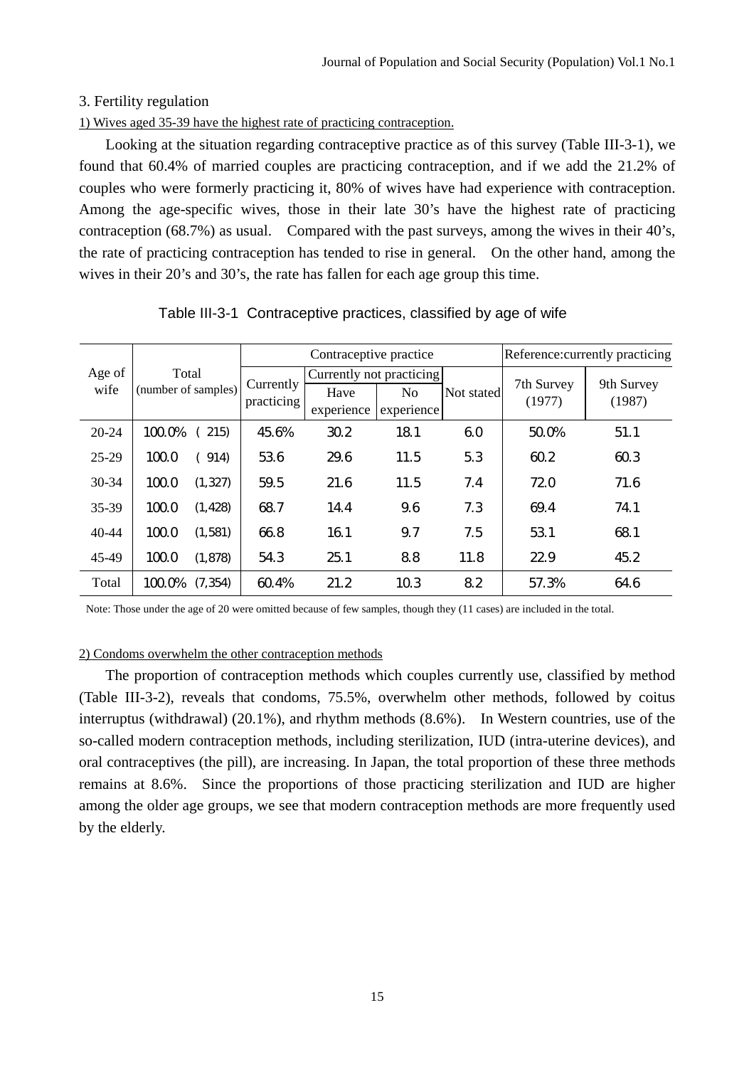### 3. Fertility regulation

1) Wives aged 35-39 have the highest rate of practicing contraception.

Looking at the situation regarding contraceptive practice as of this survey (Table III-3-1), we found that 60.4% of married couples are practicing contraception, and if we add the 21.2% of couples who were formerly practicing it, 80% of wives have had experience with contraception. Among the age-specific wives, those in their late 30's have the highest rate of practicing contraception (68.7%) as usual. Compared with the past surveys, among the wives in their 40's, the rate of practicing contraception has tended to rise in general. On the other hand, among the wives in their 20's and 30's, the rate has fallen for each age group this time.

Table III-3-1 Contraceptive practices, classified by age of wife

| Age of wife | Total (number of samples) | | Contraceptive practice | | | | Reference:currently practicing | |
|---|---|---|---|---|---|---|---|---|
| | | | Currently practicing | Currently not practicing | | Not stated | 7th Survey (1977) | 9th Survey (1987) |
| | | | | Have experience | No experience | | | |
| 20-24 | 100.0% | ( 215) | 45.6% | 30.2 | 18.1 | 6.0 | 50.0% | 51.1 |
| 25-29 | 100.0 | ( 914) | 53.6 | 29.6 | 11.5 | 5.3 | 60.2 | 60.3 |
| 30-34 | 100.0 | (1,327) | 59.5 | 21.6 | 11.5 | 7.4 | 72.0 | 71.6 |
| 35-39 | 100.0 | (1,428) | 68.7 | 14.4 | 9.6 | 7.3 | 69.4 | 74.1 |
| 40-44 | 100.0 | (1,581) | 66.8 | 16.1 | 9.7 | 7.5 | 53.1 | 68.1 |
| 45-49 | 100.0 | (1,878) | 54.3 | 25.1 | 8.8 | 11.8 | 22.9 | 45.2 |
| Total | 100.0% | (7,354) | 60.4% | 21.2 | 10.3 | 8.2 | 57.3% | 64.6 |

Note: Those under the age of 20 were omitted because of few samples, though they (11 cases) are included in the total.

2) Condoms overwhelm the other contraception methods

The proportion of contraception methods which couples currently use, classified by method (Table III-3-2), reveals that condoms, 75.5%, overwhelm other methods, followed by coitus interruptus (withdrawal) (20.1%), and rhythm methods (8.6%). In Western countries, use of the so-called modern contraception methods, including sterilization, IUD (intra-uterine devices), and oral contraceptives (the pill), are increasing. In Japan, the total proportion of these three methods remains at 8.6%. Since the proportions of those practicing sterilization and IUD are higher among the older age groups, we see that modern contraception methods are more frequently used by the elderly.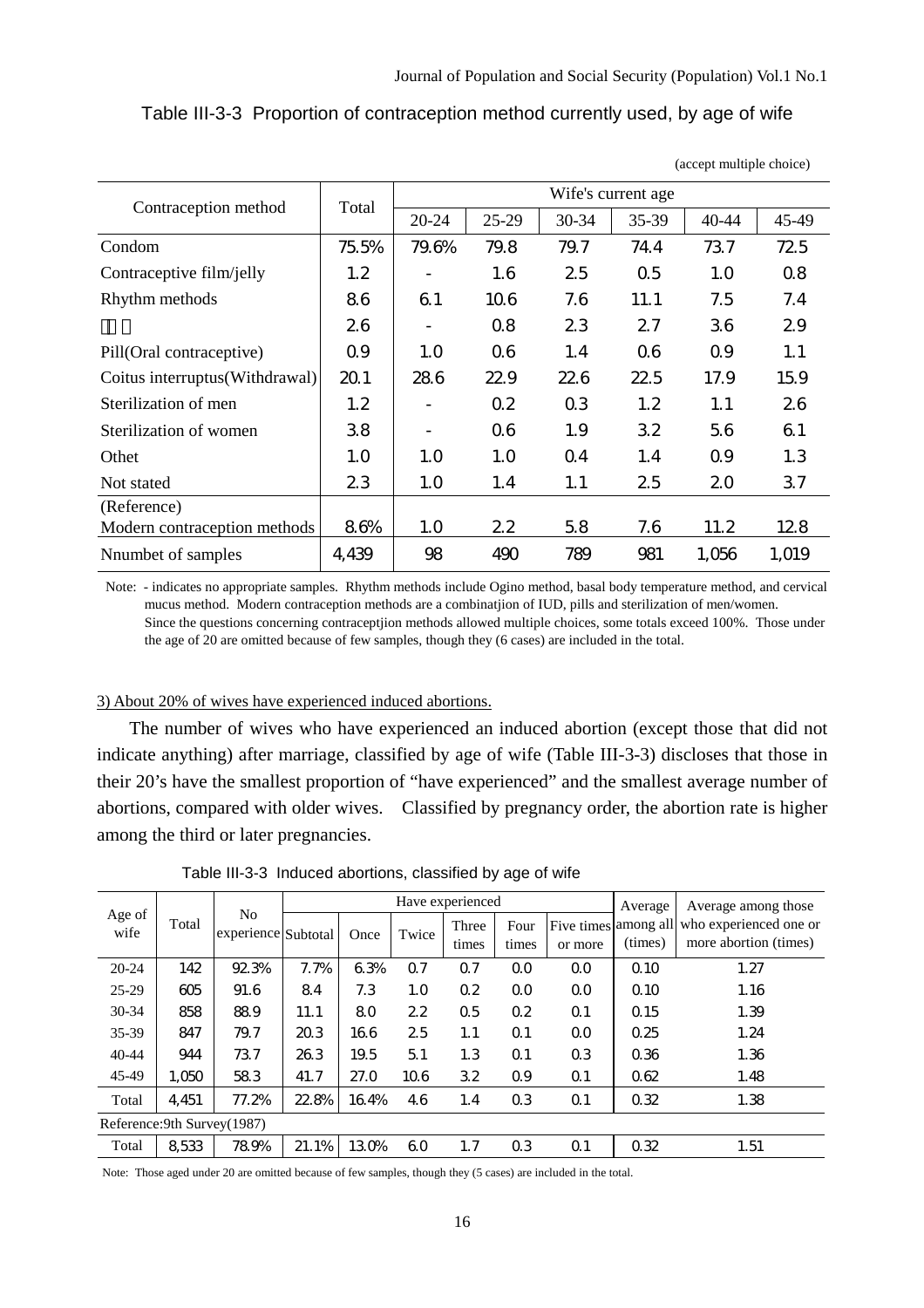Table III-3-3 Proportion of contraception method currently used, by age of wife

(accept multiple choice)

| Contraception method | Total | Wife's current age | | | | | |
|---|---|---|---|---|---|---|---|
| | | 20-24 | 25-29 | 30-34 | 35-39 | 40-44 | 45-49 |
| Condom | 75.5% | 79.6% | 79.8 | 79.7 | 74.4 | 73.7 | 72.5 |
| Contraceptive film/jelly | 1.2 | - | 1.6 | 2.5 | 0.5 | 1.0 | 0.8 |
| Rhythm methods | 8.6 | 6.1 | 10.6 | 7.6 | 11.1 | 7.5 | 7.4 |
| | 2.6 | - | 0.8 | 2.3 | 2.7 | 3.6 | 2.9 |
| Pill(Oral contraceptive) | 0.9 | 1.0 | 0.6 | 1.4 | 0.6 | 0.9 | 1.1 |
| Coitus interruptus(Withdrawal) | 20.1 | 28.6 | 22.9 | 22.6 | 22.5 | 17.9 | 15.9 |
| Sterilization of men | 1.2 | - | 0.2 | 0.3 | 1.2 | 1.1 | 2.6 |
| Sterilization of women | 3.8 | - | 0.6 | 1.9 | 3.2 | 5.6 | 6.1 |
| Othet | 1.0 | 1.0 | 1.0 | 0.4 | 1.4 | 0.9 | 1.3 |
| Not stated | 2.3 | 1.0 | 1.4 | 1.1 | 2.5 | 2.0 | 3.7 |
| (Reference) Modern contraception methods | 8.6% | 1.0 | 2.2 | 5.8 | 7.6 | 11.2 | 12.8 |
| Nnumbet of samples | 4,439 | 98 | 490 | 789 | 981 | 1,056 | 1,019 |

Note: - indicates no appropriate samples. Rhythm methods include Ogino method, basal body temperature method, and cervical mucus method. Modern contraception methods are a combinatjion of IUD, pills and sterilization of men/women. Since the questions concerning contraceptjion methods allowed multiple choices, some totals exceed 100%. Those under the age of 20 are omitted because of few samples, though they (6 cases) are included in the total.

3) About 20% of wives have experienced induced abortions.

The number of wives who have experienced an induced abortion (except those that did not indicate anything) after marriage, classified by age of wife (Table III-3-3) discloses that those in their 20's have the smallest proportion of "have experienced" and the smallest average number of abortions, compared with older wives. Classified by pregnancy order, the abortion rate is higher among the third or later pregnancies.

Table III-3-3 Induced abortions, classified by age of wife

| Age of wife | Total | No experience | Have experienced | | | | | | Average among all (times) | Average among those who experienced one or more abortion (times) |
|---|---|---|---|---|---|---|---|---|---|---|
| | | | Subtotal | Once | Twice | Three times | Four times | Five times or more | | |
| 20-24 | 142 | 92.3% | 7.7% | 6.3% | 0.7 | 0.7 | 0.0 | 0.0 | 0.10 | 1.27 |
| 25-29 | 605 | 91.6 | 8.4 | 7.3 | 1.0 | 0.2 | 0.0 | 0.0 | 0.10 | 1.16 |
| 30-34 | 858 | 88.9 | 11.1 | 8.0 | 2.2 | 0.5 | 0.2 | 0.1 | 0.15 | 1.39 |
| 35-39 | 847 | 79.7 | 20.3 | 16.6 | 2.5 | 1.1 | 0.1 | 0.0 | 0.25 | 1.24 |
| 40-44 | 944 | 73.7 | 26.3 | 19.5 | 5.1 | 1.3 | 0.1 | 0.3 | 0.36 | 1.36 |
| 45-49 | 1,050 | 58.3 | 41.7 | 27.0 | 10.6 | 3.2 | 0.9 | 0.1 | 0.62 | 1.48 |
| Total | 4,451 | 77.2% | 22.8% | 16.4% | 4.6 | 1.4 | 0.3 | 0.1 | 0.32 | 1.38 |
| Reference:9th Survey(1987) | | | | | | | | | | |
| Total | 8,533 | 78.9% | 21.1% | 13.0% | 6.0 | 1.7 | 0.3 | 0.1 | 0.32 | 1.51 |

Note: Those aged under 20 are omitted because of few samples, though they (5 cases) are included in the total.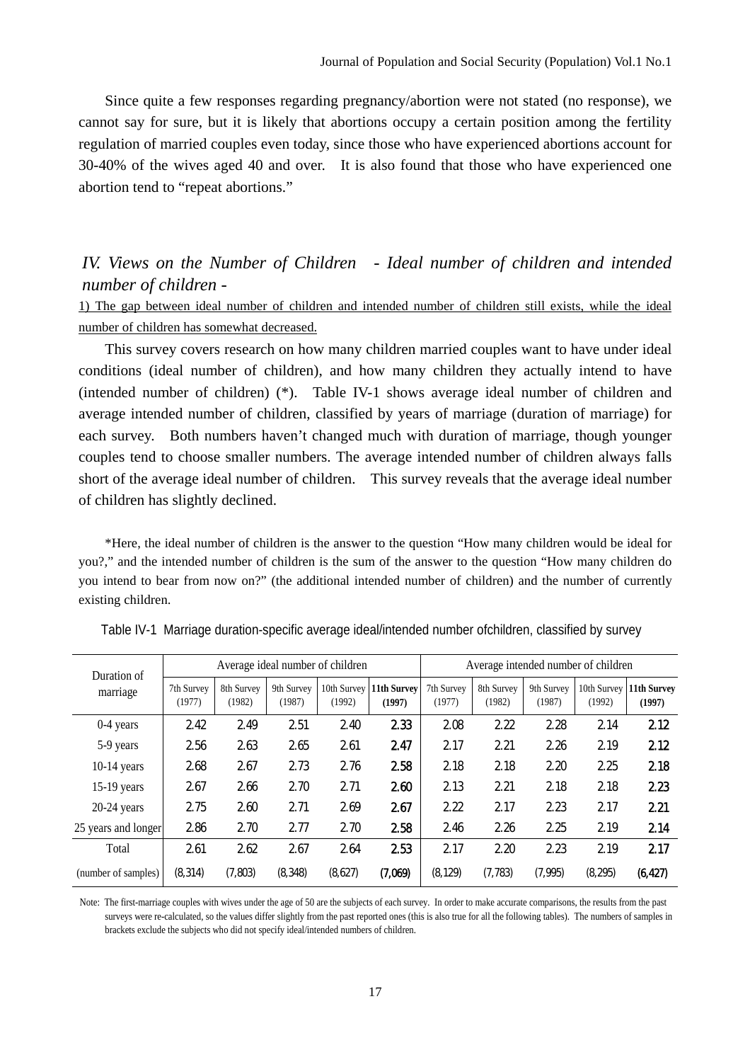Since quite a few responses regarding pregnancy/abortion were not stated (no response), we cannot say for sure, but it is likely that abortions occupy a certain position among the fertility regulation of married couples even today, since those who have experienced abortions account for 30-40% of the wives aged 40 and over. It is also found that those who have experienced one abortion tend to "repeat abortions."

## *IV. Views on the Number of Children - Ideal number of children and intended number of children -*

1) The gap between ideal number of children and intended number of children still exists, while the ideal number of children has somewhat decreased.

This survey covers research on how many children married couples want to have under ideal conditions (ideal number of children), and how many children they actually intend to have (intended number of children) (*). Table IV-1 shows average ideal number of children and average intended number of children, classified by years of marriage (duration of marriage) for each survey. Both numbers haven't changed much with duration of marriage, though younger couples tend to choose smaller numbers. The average intended number of children always falls short of the average ideal number of children. This survey reveals that the average ideal number of children has slightly declined.

*Here, the ideal number of children is the answer to the question "How many children would be ideal for you?," and the intended number of children is the sum of the answer to the question "How many children do you intend to bear from now on?" (the additional intended number of children) and the number of currently existing children.

Table IV-1 Marriage duration-specific average ideal/intended number ofchildren, classified by survey

| Duration of marriage | Average ideal number of children | | | | | Average intended number of children | | | | |
|---|---|---|---|---|---|---|---|---|---|---|
| | 7th Survey (1977) | 8th Survey (1982) | 9th Survey (1987) | 10th Survey (1992) | **11th Survey (1997)** | 7th Survey (1977) | 8th Survey (1982) | 9th Survey (1987) | 10th Survey (1992) | **11th Survey (1997)** |
| 0-4 years | 2.42 | 2.49 | 2.51 | 2.40 | **2.33** | 2.08 | 2.22 | 2.28 | 2.14 | **2.12** |
| 5-9 years | 2.56 | 2.63 | 2.65 | 2.61 | **2.47** | 2.17 | 2.21 | 2.26 | 2.19 | **2.12** |
| 10-14 years | 2.68 | 2.67 | 2.73 | 2.76 | **2.58** | 2.18 | 2.18 | 2.20 | 2.25 | **2.18** |
| 15-19 years | 2.67 | 2.66 | 2.70 | 2.71 | **2.60** | 2.13 | 2.21 | 2.18 | 2.18 | **2.23** |
| 20-24 years | 2.75 | 2.60 | 2.71 | 2.69 | **2.67** | 2.22 | 2.17 | 2.23 | 2.17 | **2.21** |
| 25 years and longer | 2.86 | 2.70 | 2.77 | 2.70 | **2.58** | 2.46 | 2.26 | 2.25 | 2.19 | **2.14** |
| Total | 2.61 | 2.62 | 2.67 | 2.64 | **2.53** | 2.17 | 2.20 | 2.23 | 2.19 | **2.17** |
| (number of samples) | (8,314) | (7,803) | (8,348) | (8,627) | **(7,069)** | (8,129) | (7,783) | (7,995) | (8,295) | **(6,427)** |

Note: The first-marriage couples with wives under the age of 50 are the subjects of each survey. In order to make accurate comparisons, the results from the past surveys were re-calculated, so the values differ slightly from the past reported ones (this is also true for all the following tables). The numbers of samples in brackets exclude the subjects who did not specify ideal/intended numbers of children.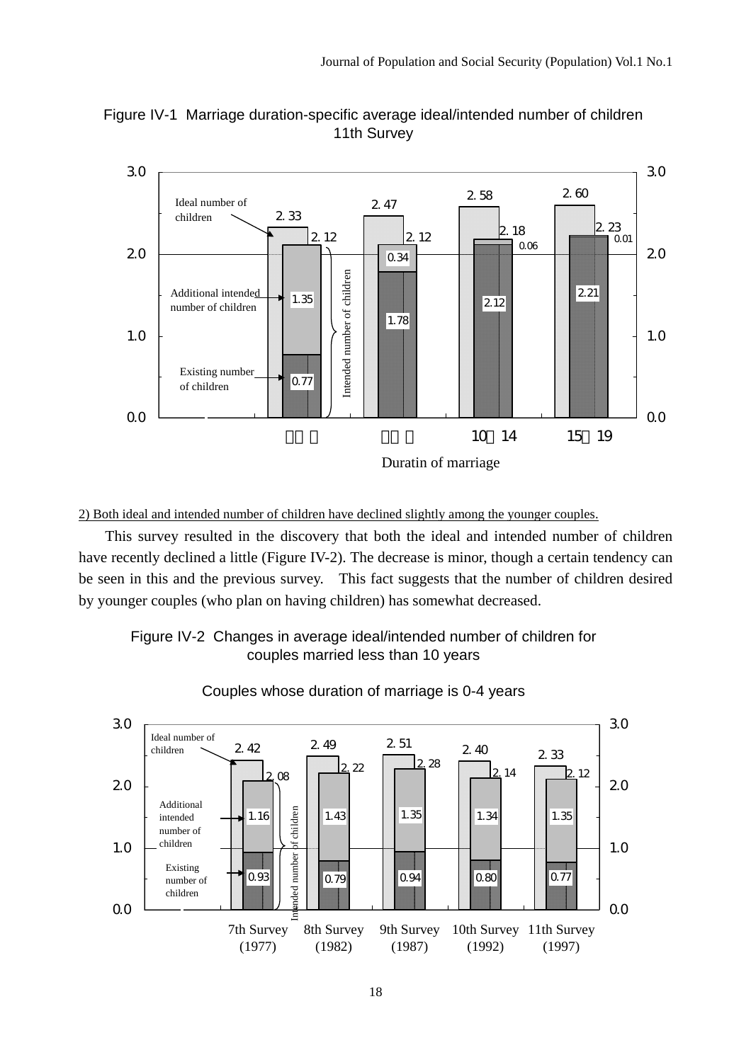Figure IV-1 Marriage duration-specific average ideal/intended number of children 11th Survey

| Duration of marriage | Ideal number of children | Intended number of children | Existing number of children | Additional intended number of children |
|---|---|---|---|---|
| 0～4 | 2.33 | 2.12 | 0.77 | 1.35 |
| 5～9 | 2.47 | 2.12 | 1.78 | 0.34 |
| 10～14 | 2.58 | 2.18 | 2.12 | 0.06 |
| 15～19 | 2.60 | 2.23 | 2.21 | 0.01 |

2) Both ideal and intended number of children have declined slightly among the younger couples.

This survey resulted in the discovery that both the ideal and intended number of children have recently declined a little (Figure IV-2). The decrease is minor, though a certain tendency can be seen in this and the previous survey. This fact suggests that the number of children desired by younger couples (who plan on having children) has somewhat decreased.

Figure IV-2 Changes in average ideal/intended number of children for couples married less than 10 years

Couples whose duration of marriage is 0-4 years

| Survey | Ideal number of children | Intended number of children | Existing number of children | Additional intended number of children |
|---|---|---|---|---|
| 7th Survey (1977) | 2.42 | 2.08 | 0.93 | 1.16 |
| 8th Survey (1982) | 2.49 | 2.22 | 0.79 | 1.43 |
| 9th Survey (1987) | 2.51 | 2.28 | 0.94 | 1.35 |
| 10th Survey (1992) | 2.40 | 2.14 | 0.80 | 1.34 |
| 11th Survey (1997) | 2.33 | 2.12 | 0.77 | 1.35 |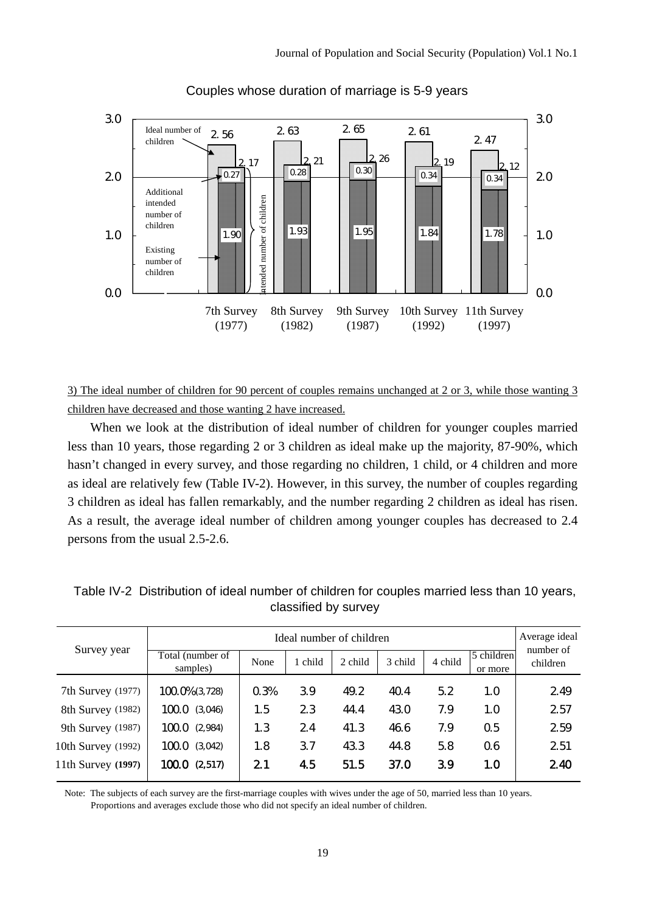Couples whose duration of marriage is 5-9 years

| | 7th Survey (1977) | 8th Survey (1982) | 9th Survey (1987) | 10th Survey (1992) | 11th Survey (1997) |
|---|---|---|---|---|---|
| Ideal number of children | 2.56 | 2.63 | 2.65 | 2.61 | 2.47 |
| Intended number of children | 2.17 | 2.21 | 2.26 | 2.19 | 2.12 |
| Additional intended number of children | 0.27 | 0.28 | 0.30 | 0.34 | 0.34 |
| Existing number of children | 1.90 | 1.93 | 1.95 | 1.84 | 1.78 |

3) The ideal number of children for 90 percent of couples remains unchanged at 2 or 3, while those wanting 3 children have decreased and those wanting 2 have increased.

When we look at the distribution of ideal number of children for younger couples married less than 10 years, those regarding 2 or 3 children as ideal make up the majority, 87-90%, which hasn't changed in every survey, and those regarding no children, 1 child, or 4 children and more as ideal are relatively few (Table IV-2). However, in this survey, the number of couples regarding 3 children as ideal has fallen remarkably, and the number regarding 2 children as ideal has risen. As a result, the average ideal number of children among younger couples has decreased to 2.4 persons from the usual 2.5-2.6.

Table IV-2 Distribution of ideal number of children for couples married less than 10 years, classified by survey

| Survey year | Ideal number of children | | | | | | | Average ideal number of children |
|---|---|---|---|---|---|---|---|---|
| | Total (number of samples) | None | 1 child | 2 child | 3 child | 4 child | 5 children or more | |
| 7th Survey (1977) | 100.0% (3,728) | 0.3% | 3.9 | 49.2 | 40.4 | 5.2 | 1.0 | 2.49 |
| 8th Survey (1982) | 100.0 (3,046) | 1.5 | 2.3 | 44.4 | 43.0 | 7.9 | 1.0 | 2.57 |
| 9th Survey (1987) | 100.0 (2,984) | 1.3 | 2.4 | 41.3 | 46.6 | 7.9 | 0.5 | 2.59 |
| 10th Survey (1992) | 100.0 (3,042) | 1.8 | 3.7 | 43.3 | 44.8 | 5.8 | 0.6 | 2.51 |
| 11th Survey **(1997)** | **100.0 (2,517)** | **2.1** | **4.5** | **51.5** | **37.0** | **3.9** | **1.0** | **2.40** |

Note: The subjects of each survey are the first-marriage couples with wives under the age of 50, married less than 10 years. Proportions and averages exclude those who did not specify an ideal number of children.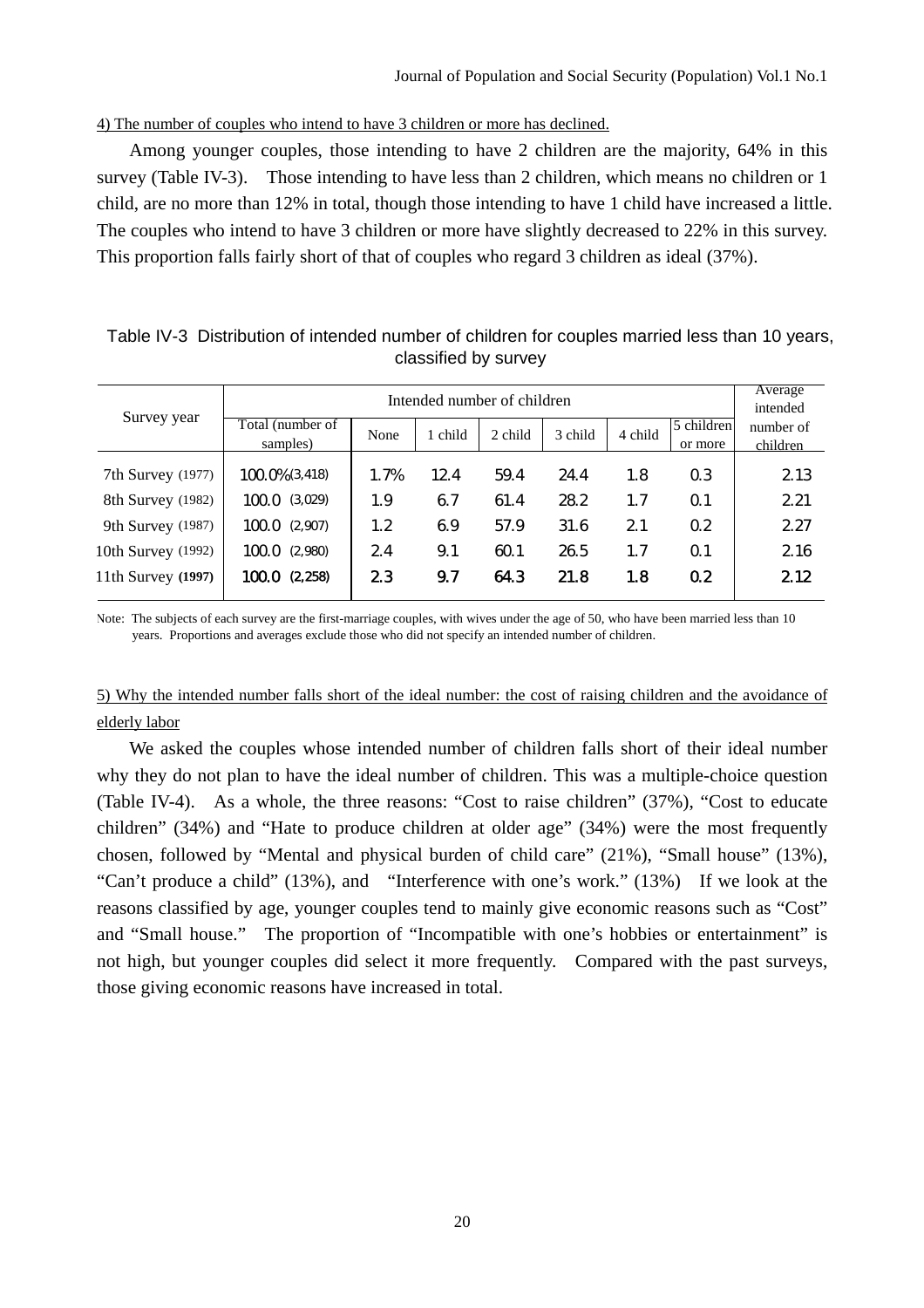4) The number of couples who intend to have 3 children or more has declined.

Among younger couples, those intending to have 2 children are the majority, 64% in this survey (Table IV-3). Those intending to have less than 2 children, which means no children or 1 child, are no more than 12% in total, though those intending to have 1 child have increased a little. The couples who intend to have 3 children or more have slightly decreased to 22% in this survey. This proportion falls fairly short of that of couples who regard 3 children as ideal (37%).

Table IV-3 Distribution of intended number of children for couples married less than 10 years, classified by survey

| Survey year | Intended number of children | | | | | | | Average intended number of children |
|---|---|---|---|---|---|---|---|---|
| | Total (number of samples) | None | 1 child | 2 child | 3 child | 4 child | 5 children or more | |
| 7th Survey (1977) | 100.0% (3,418) | 1.7% | 12.4 | 59.4 | 24.4 | 1.8 | 0.3 | 2.13 |
| 8th Survey (1982) | 100.0 (3,029) | 1.9 | 6.7 | 61.4 | 28.2 | 1.7 | 0.1 | 2.21 |
| 9th Survey (1987) | 100.0 (2,907) | 1.2 | 6.9 | 57.9 | 31.6 | 2.1 | 0.2 | 2.27 |
| 10th Survey (1992) | 100.0 (2,980) | 2.4 | 9.1 | 60.1 | 26.5 | 1.7 | 0.1 | 2.16 |
| 11th Survey **(1997)** | **100.0 (2,258)** | **2.3** | **9.7** | **64.3** | **21.8** | **1.8** | **0.2** | **2.12** |

Note: The subjects of each survey are the first-marriage couples, with wives under the age of 50, who have been married less than 10 years. Proportions and averages exclude those who did not specify an intended number of children.

5) Why the intended number falls short of the ideal number: the cost of raising children and the avoidance of elderly labor

We asked the couples whose intended number of children falls short of their ideal number why they do not plan to have the ideal number of children. This was a multiple-choice question (Table IV-4). As a whole, the three reasons: "Cost to raise children" (37%), "Cost to educate children" (34%) and "Hate to produce children at older age" (34%) were the most frequently chosen, followed by "Mental and physical burden of child care" (21%), "Small house" (13%), "Can't produce a child" (13%), and "Interference with one's work." (13%) If we look at the reasons classified by age, younger couples tend to mainly give economic reasons such as "Cost" and "Small house." The proportion of "Incompatible with one's hobbies or entertainment" is not high, but younger couples did select it more frequently. Compared with the past surveys, those giving economic reasons have increased in total.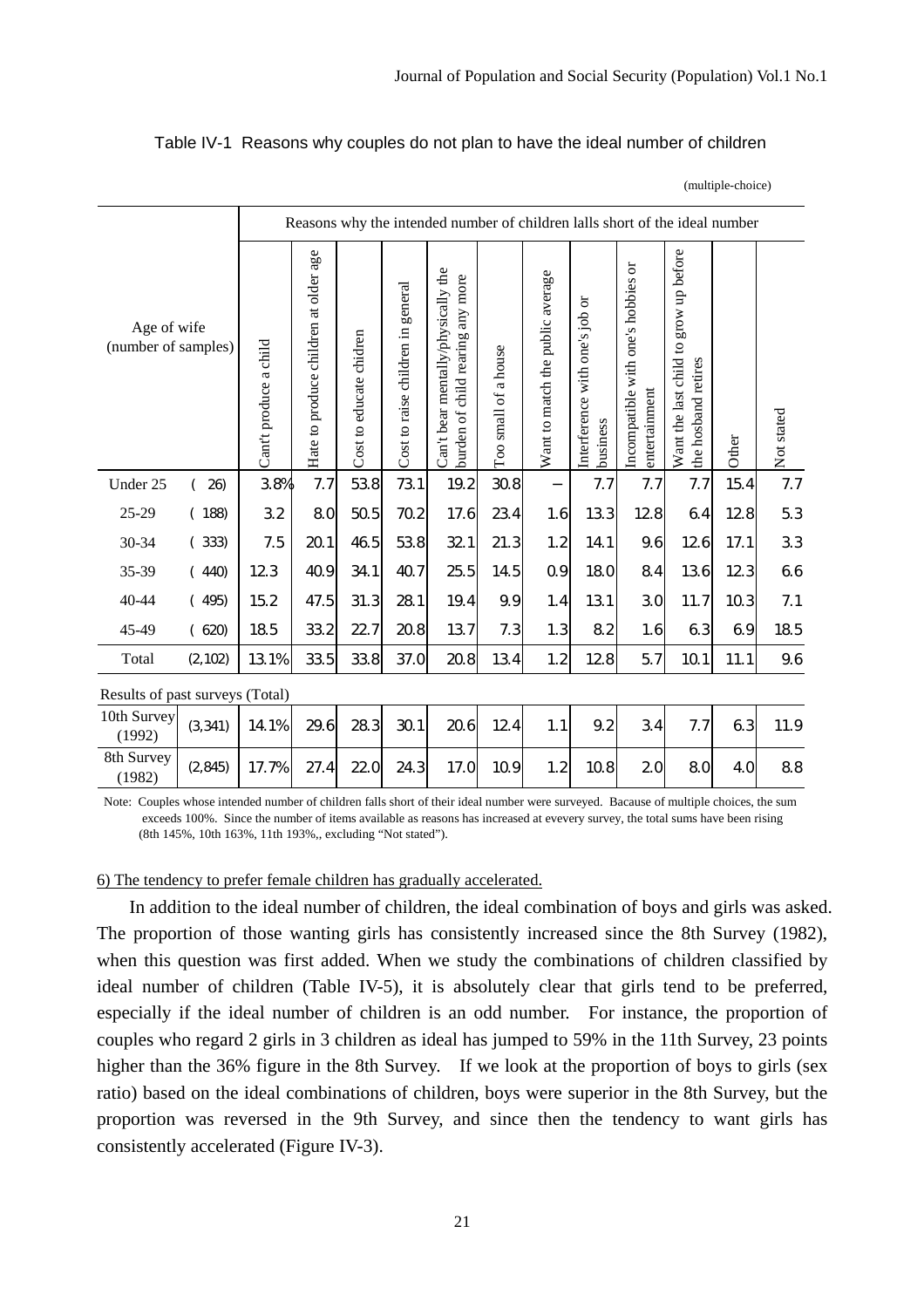Table IV-1 Reasons why couples do not plan to have the ideal number of children

(multiple-choice)

| Age of wife (number of samples) | | Reasons why the intended number of children lalls short of the ideal number | | | | | | | | | | | |
|---|---|---|---|---|---|---|---|---|---|---|---|---|---|
| | | Can't produce a child | Hate to produce children at older age | Cost to educate chidren | Cost to raise children in general | Can't bear mentally/physically the burden of child rearing any more | Too small of a house | Want to match the public average | Interference with one's job or business | Incompatible with one's hobbies or entertainment | Want the last child to grow up before the hosband retires | Other | Not stated |
| Under 25 | ( 26) | 3.8% | 7.7 | 53.8 | 73.1 | 19.2 | 30.8 | − | 7.7 | 7.7 | 7.7 | 15.4 | 7.7 |
| 25-29 | ( 188) | 3.2 | 8.0 | 50.5 | 70.2 | 17.6 | 23.4 | 1.6 | 13.3 | 12.8 | 6.4 | 12.8 | 5.3 |
| 30-34 | ( 333) | 7.5 | 20.1 | 46.5 | 53.8 | 32.1 | 21.3 | 1.2 | 14.1 | 9.6 | 12.6 | 17.1 | 3.3 |
| 35-39 | ( 440) | 12.3 | 40.9 | 34.1 | 40.7 | 25.5 | 14.5 | 0.9 | 18.0 | 8.4 | 13.6 | 12.3 | 6.6 |
| 40-44 | ( 495) | 15.2 | 47.5 | 31.3 | 28.1 | 19.4 | 9.9 | 1.4 | 13.1 | 3.0 | 11.7 | 10.3 | 7.1 |
| 45-49 | ( 620) | 18.5 | 33.2 | 22.7 | 20.8 | 13.7 | 7.3 | 1.3 | 8.2 | 1.6 | 6.3 | 6.9 | 18.5 |
| Total | (2,102) | 13.1% | 33.5 | 33.8 | 37.0 | 20.8 | 13.4 | 1.2 | 12.8 | 5.7 | 10.1 | 11.1 | 9.6 |
| Results of past surveys (Total) | | | | | | | | | | | | | |
| 10th Survey (1992) | (3,341) | 14.1% | 29.6 | 28.3 | 30.1 | 20.6 | 12.4 | 1.1 | 9.2 | 3.4 | 7.7 | 6.3 | 11.9 |
| 8th Survey (1982) | (2,845) | 17.7% | 27.4 | 22.0 | 24.3 | 17.0 | 10.9 | 1.2 | 10.8 | 2.0 | 8.0 | 4.0 | 8.8 |

Note: Couples whose intended number of children falls short of their ideal number were surveyed. Bacause of multiple choices, the sum exceeds 100%. Since the number of items available as reasons has increased at evevery survey, the total sums have been rising (8th 145%, 10th 163%, 11th 193%,, excluding "Not stated").

6) The tendency to prefer female children has gradually accelerated.

In addition to the ideal number of children, the ideal combination of boys and girls was asked. The proportion of those wanting girls has consistently increased since the 8th Survey (1982), when this question was first added. When we study the combinations of children classified by ideal number of children (Table IV-5), it is absolutely clear that girls tend to be preferred, especially if the ideal number of children is an odd number. For instance, the proportion of couples who regard 2 girls in 3 children as ideal has jumped to 59% in the 11th Survey, 23 points higher than the 36% figure in the 8th Survey. If we look at the proportion of boys to girls (sex ratio) based on the ideal combinations of children, boys were superior in the 8th Survey, but the proportion was reversed in the 9th Survey, and since then the tendency to want girls has consistently accelerated (Figure IV-3).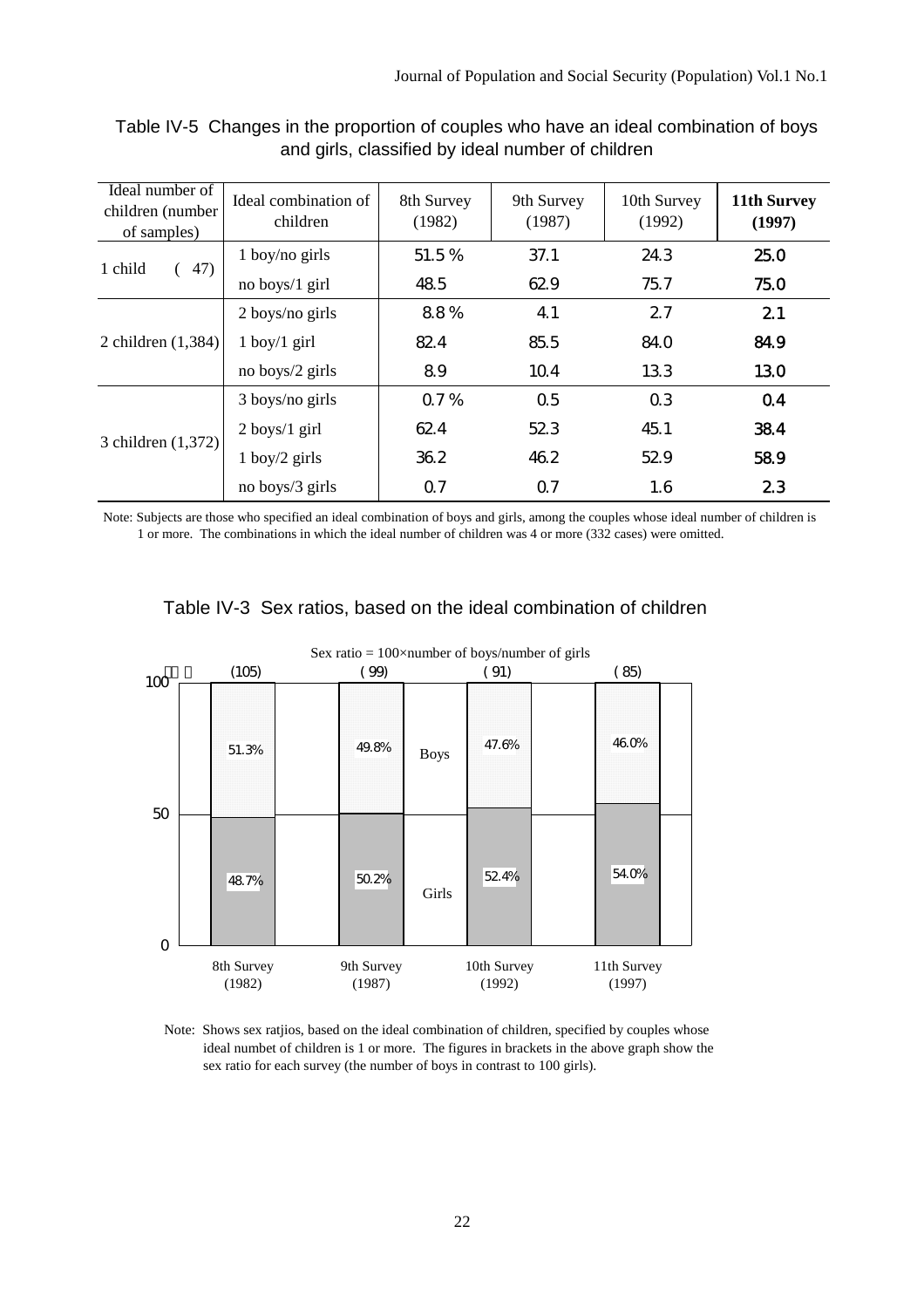Table IV-5 Changes in the proportion of couples who have an ideal combination of boys and girls, classified by ideal number of children

| Ideal number of children (number of samples) | Ideal combination of children | 8th Survey (1982) | 9th Survey (1987) | 10th Survey (1992) | **11th Survey (1997)** |
|---|---|---|---|---|---|
| 1 child ( 47) | 1 boy/no girls | 51.5 % | 37.1 | 24.3 | **25.0** |
| | no boys/1 girl | 48.5 | 62.9 | 75.7 | **75.0** |
| 2 children (1,384) | 2 boys/no girls | 8.8 % | 4.1 | 2.7 | **2.1** |
| | 1 boy/1 girl | 82.4 | 85.5 | 84.0 | **84.9** |
| | no boys/2 girls | 8.9 | 10.4 | 13.3 | **13.0** |
| 3 children (1,372) | 3 boys/no girls | 0.7 % | 0.5 | 0.3 | **0.4** |
| | 2 boys/1 girl | 62.4 | 52.3 | 45.1 | **38.4** |
| | 1 boy/2 girls | 36.2 | 46.2 | 52.9 | **58.9** |
| | no boys/3 girls | 0.7 | 0.7 | 1.6 | **2.3** |

Note: Subjects are those who specified an ideal combination of boys and girls, among the couples whose ideal number of children is 1 or more. The combinations in which the ideal number of children was 4 or more (332 cases) were omitted.

Table IV-3 Sex ratios, based on the ideal combination of children

Sex ratio = 100×number of boys/number of girls

| | 8th Survey (1982) | 9th Survey (1987) | 10th Survey (1992) | 11th Survey (1997) |
|---|---|---|---|---|
| Sex ratio | (105) | ( 99) | ( 91) | ( 85) |
| Boys | 51.3% | 49.8% | 47.6% | 46.0% |
| Girls | 48.7% | 50.2% | 52.4% | 54.0% |

Note: Shows sex ratjios, based on the ideal combination of children, specified by couples whose ideal numbet of children is 1 or more. The figures in brackets in the above graph show the sex ratio for each survey (the number of boys in contrast to 100 girls).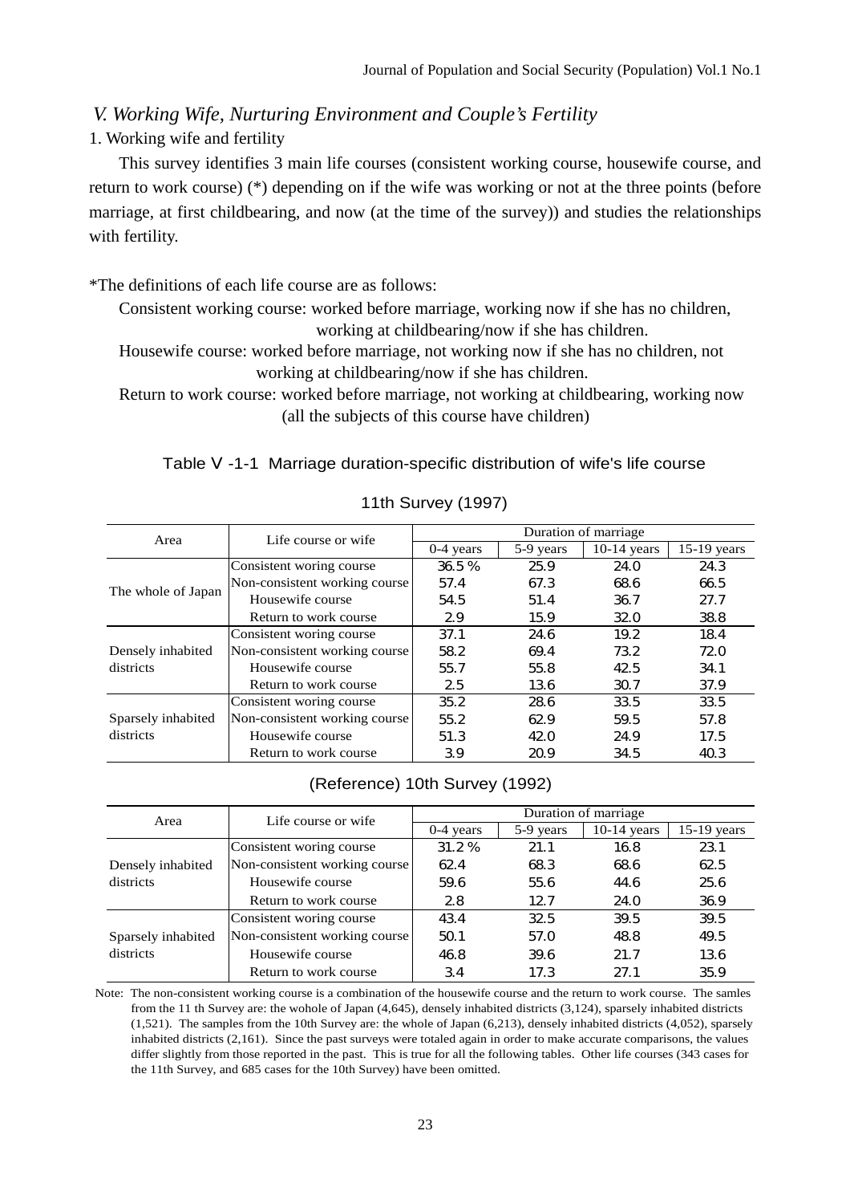## *V. Working Wife, Nurturing Environment and Couple's Fertility*

### 1. Working wife and fertility

This survey identifies 3 main life courses (consistent working course, housewife course, and return to work course) (*) depending on if the wife was working or not at the three points (before marriage, at first childbearing, and now (at the time of the survey)) and studies the relationships with fertility.

*The definitions of each life course are as follows:

Consistent working course: worked before marriage, working now if she has no children, working at childbearing/now if she has children.

Housewife course: worked before marriage, not working now if she has no children, not working at childbearing/now if she has children.

Return to work course: worked before marriage, not working at childbearing, working now (all the subjects of this course have children)

Table V -1-1 Marriage duration-specific distribution of wife's life course

11th Survey (1997)

| Area | Life course or wife | Duration of marriage | | | |
|---|---|---|---|---|---|
| | | 0-4 years | 5-9 years | 10-14 years | 15-19 years |
| The whole of Japan | Consistent woring course | 36.5 % | 25.9 | 24.0 | 24.3 |
| | Non-consistent working course | 57.4 | 67.3 | 68.6 | 66.5 |
| | Housewife course | 54.5 | 51.4 | 36.7 | 27.7 |
| | Return to work course | 2.9 | 15.9 | 32.0 | 38.8 |
| Densely inhabited districts | Consistent woring course | 37.1 | 24.6 | 19.2 | 18.4 |
| | Non-consistent working course | 58.2 | 69.4 | 73.2 | 72.0 |
| | Housewife course | 55.7 | 55.8 | 42.5 | 34.1 |
| | Return to work course | 2.5 | 13.6 | 30.7 | 37.9 |
| Sparsely inhabited districts | Consistent woring course | 35.2 | 28.6 | 33.5 | 33.5 |
| | Non-consistent working course | 55.2 | 62.9 | 59.5 | 57.8 |
| | Housewife course | 51.3 | 42.0 | 24.9 | 17.5 |
| | Return to work course | 3.9 | 20.9 | 34.5 | 40.3 |

(Reference) 10th Survey (1992)

| Area | Life course or wife | Duration of marriage | | | |
|---|---|---|---|---|---|
| | | 0-4 years | 5-9 years | 10-14 years | 15-19 years |
| Densely inhabited districts | Consistent woring course | 31.2 % | 21.1 | 16.8 | 23.1 |
| | Non-consistent working course | 62.4 | 68.3 | 68.6 | 62.5 |
| | Housewife course | 59.6 | 55.6 | 44.6 | 25.6 |
| | Return to work course | 2.8 | 12.7 | 24.0 | 36.9 |
| Sparsely inhabited districts | Consistent woring course | 43.4 | 32.5 | 39.5 | 39.5 |
| | Non-consistent working course | 50.1 | 57.0 | 48.8 | 49.5 |
| | Housewife course | 46.8 | 39.6 | 21.7 | 13.6 |
| | Return to work course | 3.4 | 17.3 | 27.1 | 35.9 |

Note: The non-consistent working course is a combination of the housewife course and the return to work course. The samles from the 11 th Survey are: the wohole of Japan (4,645), densely inhabited districts (3,124), sparsely inhabited districts (1,521). The samples from the 10th Survey are: the whole of Japan (6,213), densely inhabited districts (4,052), sparsely inhabited districts (2,161). Since the past surveys were totaled again in order to make accurate comparisons, the values differ slightly from those reported in the past. This is true for all the following tables. Other life courses (343 cases for the 11th Survey, and 685 cases for the 10th Survey) have been omitted.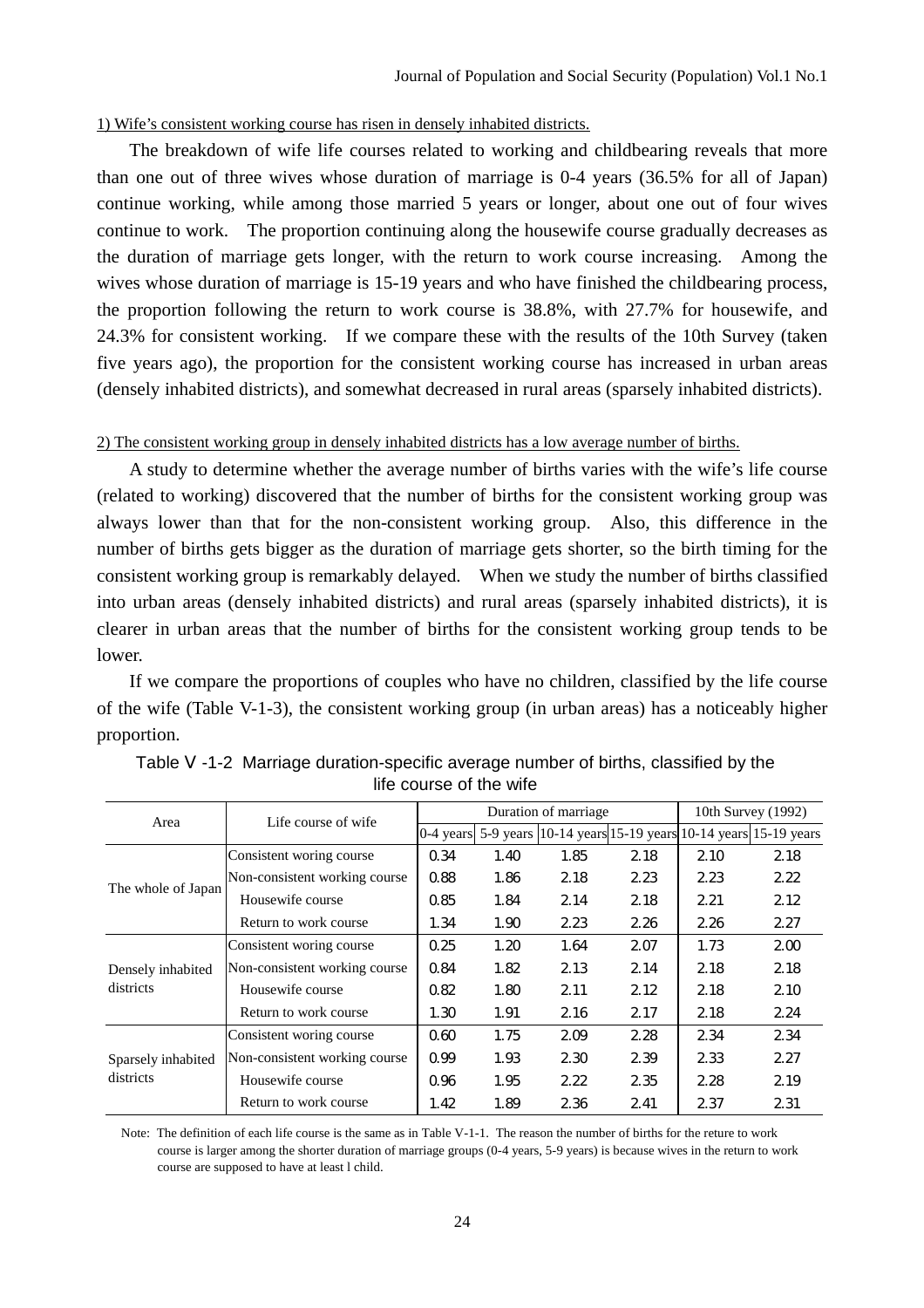<u>1) Wife's consistent working course has risen in densely inhabited districts.</u>

The breakdown of wife life courses related to working and childbearing reveals that more than one out of three wives whose duration of marriage is 0-4 years (36.5% for all of Japan) continue working, while among those married 5 years or longer, about one out of four wives continue to work. The proportion continuing along the housewife course gradually decreases as the duration of marriage gets longer, with the return to work course increasing. Among the wives whose duration of marriage is 15-19 years and who have finished the childbearing process, the proportion following the return to work course is 38.8%, with 27.7% for housewife, and 24.3% for consistent working. If we compare these with the results of the 10th Survey (taken five years ago), the proportion for the consistent working course has increased in urban areas (densely inhabited districts), and somewhat decreased in rural areas (sparsely inhabited districts).

<u>2) The consistent working group in densely inhabited districts has a low average number of births.</u>

A study to determine whether the average number of births varies with the wife's life course (related to working) discovered that the number of births for the consistent working group was always lower than that for the non-consistent working group. Also, this difference in the number of births gets bigger as the duration of marriage gets shorter, so the birth timing for the consistent working group is remarkably delayed. When we study the number of births classified into urban areas (densely inhabited districts) and rural areas (sparsely inhabited districts), it is clearer in urban areas that the number of births for the consistent working group tends to be lower.

If we compare the proportions of couples who have no children, classified by the life course of the wife (Table V-1-3), the consistent working group (in urban areas) has a noticeably higher proportion.

Table V -1-2 Marriage duration-specific average number of births, classified by the life course of the wife

| Area | Life course of wife | Duration of marriage | | | | 10th Survey (1992) | |
|---|---|---|---|---|---|---|---|
| | | 0-4 years | 5-9 years | 10-14 years | 15-19 years | 10-14 years | 15-19 years |
| The whole of Japan | Consistent woring course | 0.34 | 1.40 | 1.85 | 2.18 | 2.10 | 2.18 |
| | Non-consistent working course | 0.88 | 1.86 | 2.18 | 2.23 | 2.23 | 2.22 |
| | Housewife course | 0.85 | 1.84 | 2.14 | 2.18 | 2.21 | 2.12 |
| | Return to work course | 1.34 | 1.90 | 2.23 | 2.26 | 2.26 | 2.27 |
| Densely inhabited districts | Consistent woring course | 0.25 | 1.20 | 1.64 | 2.07 | 1.73 | 2.00 |
| | Non-consistent working course | 0.84 | 1.82 | 2.13 | 2.14 | 2.18 | 2.18 |
| | Housewife course | 0.82 | 1.80 | 2.11 | 2.12 | 2.18 | 2.10 |
| | Return to work course | 1.30 | 1.91 | 2.16 | 2.17 | 2.18 | 2.24 |
| Sparsely inhabited districts | Consistent woring course | 0.60 | 1.75 | 2.09 | 2.28 | 2.34 | 2.34 |
| | Non-consistent working course | 0.99 | 1.93 | 2.30 | 2.39 | 2.33 | 2.27 |
| | Housewife course | 0.96 | 1.95 | 2.22 | 2.35 | 2.28 | 2.19 |
| | Return to work course | 1.42 | 1.89 | 2.36 | 2.41 | 2.37 | 2.31 |

Note: The definition of each life course is the same as in Table V-1-1. The reason the number of births for the reture to work course is larger among the shorter duration of marriage groups (0-4 years, 5-9 years) is because wives in the return to work course are supposed to have at least l child.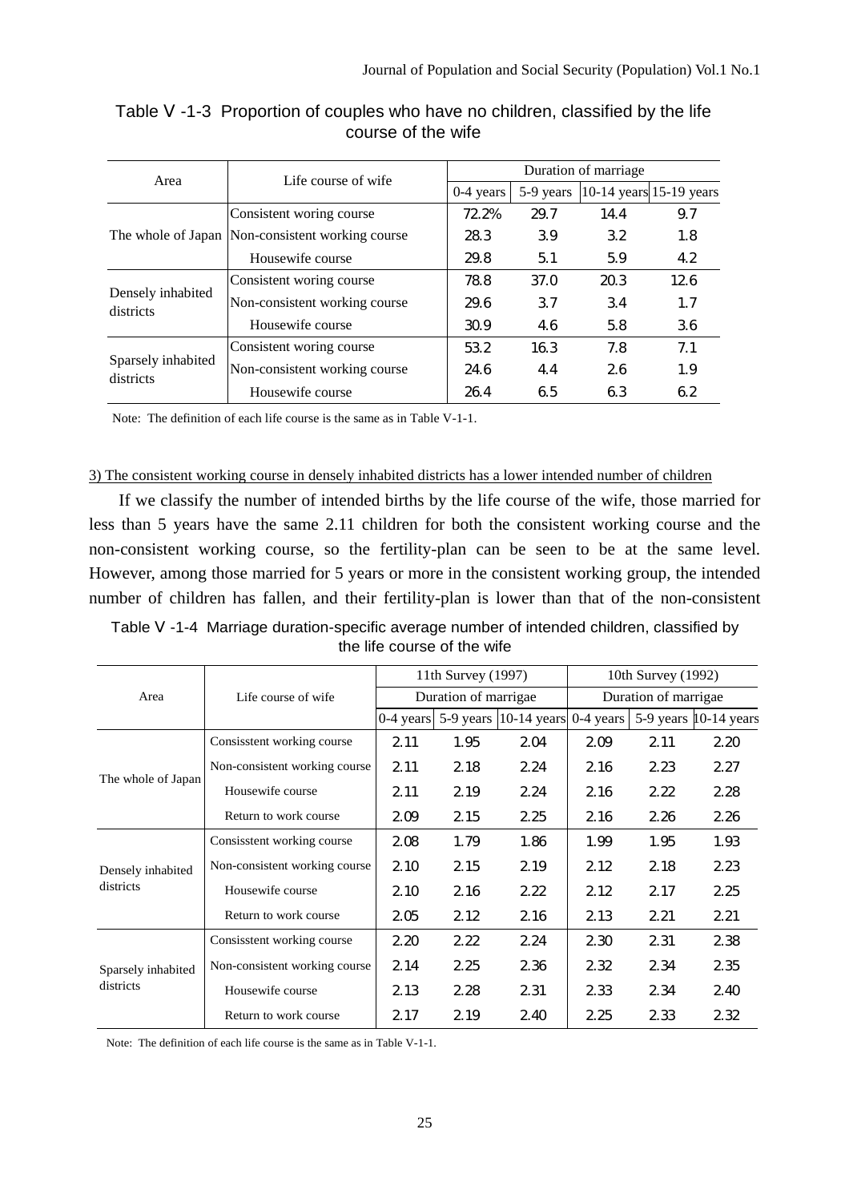Table V-1-3 Proportion of couples who have no children, classified by the life course of the wife

| Area | Life course of wife | Duration of marriage | | | |
|---|---|---|---|---|---|
| | | 0-4 years | 5-9 years | 10-14 years | 15-19 years |
| The whole of Japan | Consistent woring course | 72.2% | 29.7 | 14.4 | 9.7 |
| | Non-consistent working course | 28.3 | 3.9 | 3.2 | 1.8 |
| | Housewife course | 29.8 | 5.1 | 5.9 | 4.2 |
| Densely inhabited districts | Consistent woring course | 78.8 | 37.0 | 20.3 | 12.6 |
| | Non-consistent working course | 29.6 | 3.7 | 3.4 | 1.7 |
| | Housewife course | 30.9 | 4.6 | 5.8 | 3.6 |
| Sparsely inhabited districts | Consistent woring course | 53.2 | 16.3 | 7.8 | 7.1 |
| | Non-consistent working course | 24.6 | 4.4 | 2.6 | 1.9 |
| | Housewife course | 26.4 | 6.5 | 6.3 | 6.2 |

Note: The definition of each life course is the same as in Table V-1-1.

3) The consistent working course in densely inhabited districts has a lower intended number of children

If we classify the number of intended births by the life course of the wife, those married for less than 5 years have the same 2.11 children for both the consistent working course and the non-consistent working course, so the fertility-plan can be seen to be at the same level. However, among those married for 5 years or more in the consistent working group, the intended number of children has fallen, and their fertility-plan is lower than that of the non-consistent

Table V-1-4 Marriage duration-specific average number of intended children, classified by the life course of the wife

| Area | Life course of wife | 11th Survey (1997) | | | 10th Survey (1992) | | |
|---|---|---|---|---|---|---|---|
| | | Duration of marrigae | | | Duration of marrigae | | |
| | | 0-4 years | 5-9 years | 10-14 years | 0-4 years | 5-9 years | 10-14 years |
| The whole of Japan | Consisstent working course | 2.11 | 1.95 | 2.04 | 2.09 | 2.11 | 2.20 |
| | Non-consistent working course | 2.11 | 2.18 | 2.24 | 2.16 | 2.23 | 2.27 |
| | Housewife course | 2.11 | 2.19 | 2.24 | 2.16 | 2.22 | 2.28 |
| | Return to work course | 2.09 | 2.15 | 2.25 | 2.16 | 2.26 | 2.26 |
| Densely inhabited districts | Consisstent working course | 2.08 | 1.79 | 1.86 | 1.99 | 1.95 | 1.93 |
| | Non-consistent working course | 2.10 | 2.15 | 2.19 | 2.12 | 2.18 | 2.23 |
| | Housewife course | 2.10 | 2.16 | 2.22 | 2.12 | 2.17 | 2.25 |
| | Return to work course | 2.05 | 2.12 | 2.16 | 2.13 | 2.21 | 2.21 |
| Sparsely inhabited districts | Consisstent working course | 2.20 | 2.22 | 2.24 | 2.30 | 2.31 | 2.38 |
| | Non-consistent working course | 2.14 | 2.25 | 2.36 | 2.32 | 2.34 | 2.35 |
| | Housewife course | 2.13 | 2.28 | 2.31 | 2.33 | 2.34 | 2.40 |
| | Return to work course | 2.17 | 2.19 | 2.40 | 2.25 | 2.33 | 2.32 |

Note: The definition of each life course is the same as in Table V-1-1.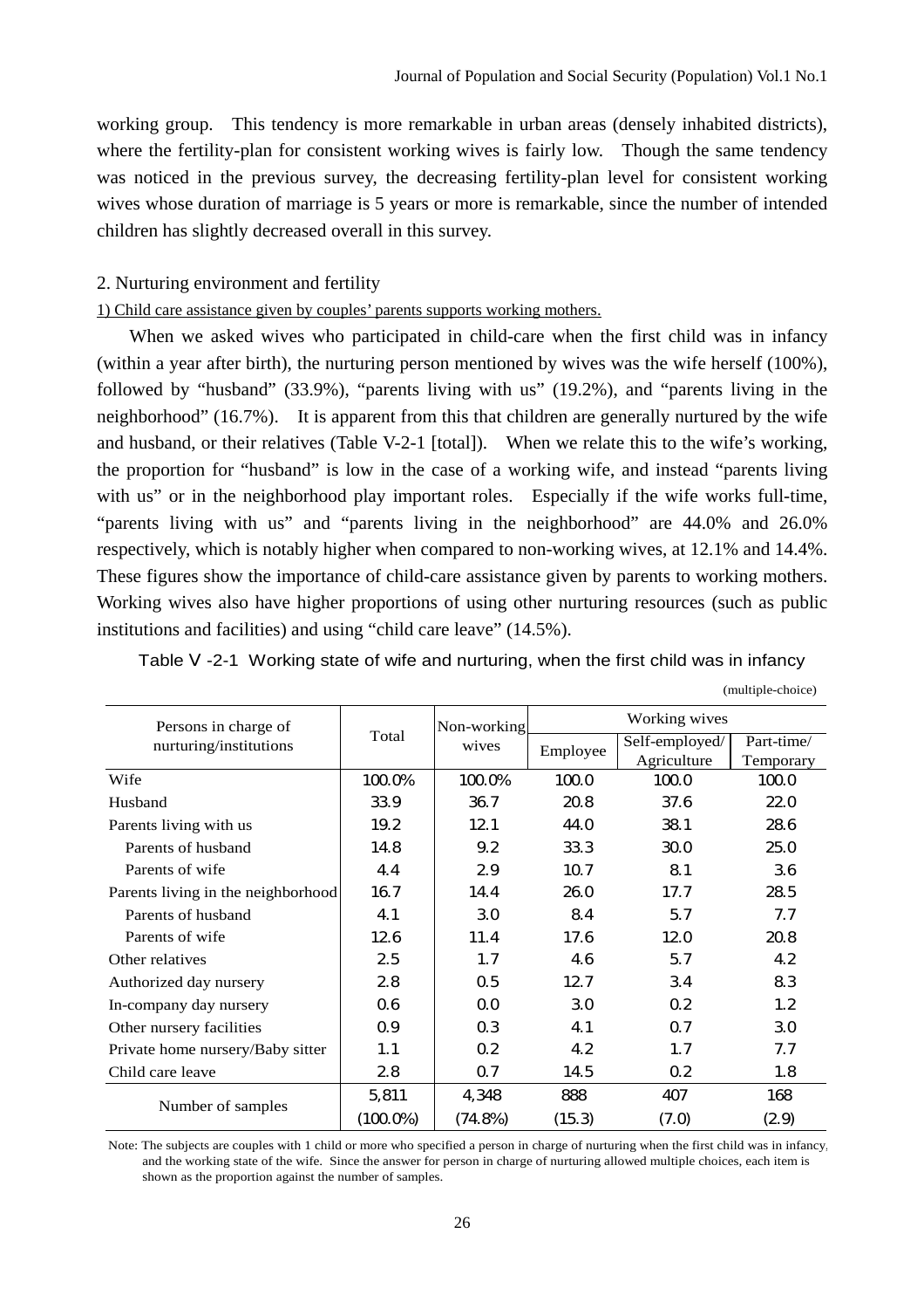working group. This tendency is more remarkable in urban areas (densely inhabited districts), where the fertility-plan for consistent working wives is fairly low. Though the same tendency was noticed in the previous survey, the decreasing fertility-plan level for consistent working wives whose duration of marriage is 5 years or more is remarkable, since the number of intended children has slightly decreased overall in this survey.

## 2. Nurturing environment and fertility

### 1) Child care assistance given by couples' parents supports working mothers.

When we asked wives who participated in child-care when the first child was in infancy (within a year after birth), the nurturing person mentioned by wives was the wife herself (100%), followed by "husband" (33.9%), "parents living with us" (19.2%), and "parents living in the neighborhood" (16.7%). It is apparent from this that children are generally nurtured by the wife and husband, or their relatives (Table V-2-1 [total]). When we relate this to the wife's working, the proportion for "husband" is low in the case of a working wife, and instead "parents living with us" or in the neighborhood play important roles. Especially if the wife works full-time, "parents living with us" and "parents living in the neighborhood" are 44.0% and 26.0% respectively, which is notably higher when compared to non-working wives, at 12.1% and 14.4%. These figures show the importance of child-care assistance given by parents to working mothers. Working wives also have higher proportions of using other nurturing resources (such as public institutions and facilities) and using "child care leave" (14.5%).

Table V -2-1 Working state of wife and nurturing, when the first child was in infancy

(multiple-choice)

| Persons in charge of nurturing/institutions | Total | Non-working wives | Working wives | | |
|---|---|---|---|---|---|
| | | | Employee | Self-employed/ Agriculture | Part-time/ Temporary |
| Wife | 100.0% | 100.0% | 100.0 | 100.0 | 100.0 |
| Husband | 33.9 | 36.7 | 20.8 | 37.6 | 22.0 |
| Parents living with us | 19.2 | 12.1 | 44.0 | 38.1 | 28.6 |
| Parents of husband | 14.8 | 9.2 | 33.3 | 30.0 | 25.0 |
| Parents of wife | 4.4 | 2.9 | 10.7 | 8.1 | 3.6 |
| Parents living in the neighborhood | 16.7 | 14.4 | 26.0 | 17.7 | 28.5 |
| Parents of husband | 4.1 | 3.0 | 8.4 | 5.7 | 7.7 |
| Parents of wife | 12.6 | 11.4 | 17.6 | 12.0 | 20.8 |
| Other relatives | 2.5 | 1.7 | 4.6 | 5.7 | 4.2 |
| Authorized day nursery | 2.8 | 0.5 | 12.7 | 3.4 | 8.3 |
| In-company day nursery | 0.6 | 0.0 | 3.0 | 0.2 | 1.2 |
| Other nursery facilities | 0.9 | 0.3 | 4.1 | 0.7 | 3.0 |
| Private home nursery/Baby sitter | 1.1 | 0.2 | 4.2 | 1.7 | 7.7 |
| Child care leave | 2.8 | 0.7 | 14.5 | 0.2 | 1.8 |
| Number of samples | 5,811 | 4,348 | 888 | 407 | 168 |
| | (100.0%) | (74.8%) | (15.3) | (7.0) | (2.9) |

Note: The subjects are couples with 1 child or more who specified a person in charge of nurturing when the first child was in infancy, and the working state of the wife. Since the answer for person in charge of nurturing allowed multiple choices, each item is shown as the proportion against the number of samples.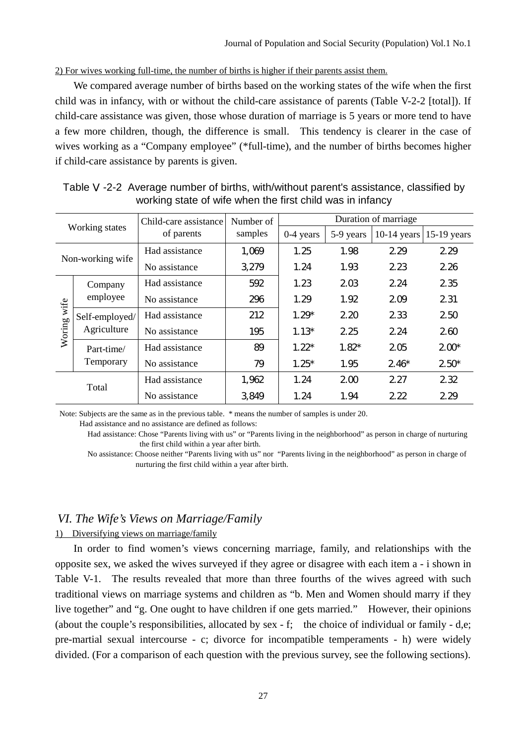2) For wives working full-time, the number of births is higher if their parents assist them.

We compared average number of births based on the working states of the wife when the first child was in infancy, with or without the child-care assistance of parents (Table V-2-2 [total]). If child-care assistance was given, those whose duration of marriage is 5 years or more tend to have a few more children, though, the difference is small. This tendency is clearer in the case of wives working as a "Company employee" (*full-time), and the number of births becomes higher if child-care assistance by parents is given.

Table Ⅴ-2-2 Average number of births, with/without parent's assistance, classified by working state of wife when the first child was in infancy

| Working states | | Child-care assistance of parents | Number of samples | Duration of marriage | | | |
|---|---|---|---|---|---|---|---|
| | | | | 0-4 years | 5-9 years | 10-14 years | 15-19 years |
| Non-working wife | | Had assistance | 1,069 | 1.25 | 1.98 | 2.29 | 2.29 |
| | | No assistance | 3,279 | 1.24 | 1.93 | 2.23 | 2.26 |
| Woring wife | Company employee | Had assistance | 592 | 1.23 | 2.03 | 2.24 | 2.35 |
| | | No assistance | 296 | 1.29 | 1.92 | 2.09 | 2.31 |
| | Self-employed/ Agriculture | Had assistance | 212 | 1.29* | 2.20 | 2.33 | 2.50 |
| | | No assistance | 195 | 1.13* | 2.25 | 2.24 | 2.60 |
| | Part-time/ Temporary | Had assistance | 89 | 1.22* | 1.82* | 2.05 | 2.00* |
| | | No assistance | 79 | 1.25* | 1.95 | 2.46* | 2.50* |
| Total | | Had assistance | 1,962 | 1.24 | 2.00 | 2.27 | 2.32 |
| | | No assistance | 3,849 | 1.24 | 1.94 | 2.22 | 2.29 |

Note: Subjects are the same as in the previous table. * means the number of samples is under 20.
Had assistance and no assistance are defined as follows:
Had assistance: Chose "Parents living with us" or "Parents living in the neighborhood" as person in charge of nurturing the first child within a year after birth.
No assistance: Choose neither "Parents living with us" nor "Parents living in the neighborhood" as person in charge of nurturing the first child within a year after birth.

## *VI. The Wife's Views on Marriage/Family*

1) Diversifying views on marriage/family

In order to find women's views concerning marriage, family, and relationships with the opposite sex, we asked the wives surveyed if they agree or disagree with each item a - i shown in Table V-1. The results revealed that more than three fourths of the wives agreed with such traditional views on marriage systems and children as "b. Men and Women should marry if they live together" and "g. One ought to have children if one gets married." However, their opinions (about the couple's responsibilities, allocated by sex - f; the choice of individual or family - d,e; pre-martial sexual intercourse - c; divorce for incompatible temperaments - h) were widely divided. (For a comparison of each question with the previous survey, see the following sections).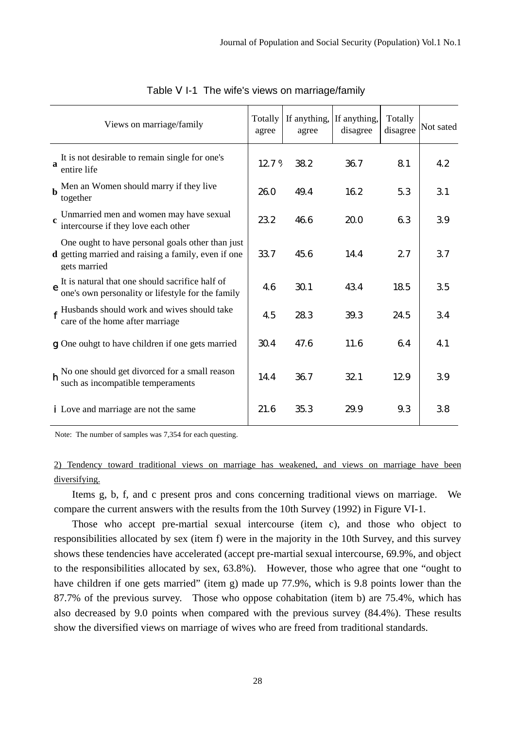Table Ⅴ I-1 The wife's views on marriage/family

| Views on marriage/family | Totally agree | If anything, agree | If anything, disagree | Totally disagree | Not sated |
|---|---|---|---|---|---|
| **a** It is not desirable to remain single for one's entire life | 12.7 % | 38.2 | 36.7 | 8.1 | 4.2 |
| **b** Men an Women should marry if they live together | 26.0 | 49.4 | 16.2 | 5.3 | 3.1 |
| **c** Unmarried men and women may have sexual intercourse if they love each other | 23.2 | 46.6 | 20.0 | 6.3 | 3.9 |
| **d** One ought to have personal goals other than just getting married and raising a family, even if one gets married | 33.7 | 45.6 | 14.4 | 2.7 | 3.7 |
| **e** It is natural that one should sacrifice half of one's own personality or lifestyle for the family | 4.6 | 30.1 | 43.4 | 18.5 | 3.5 |
| **f** Husbands should work and wives should take care of the home after marriage | 4.5 | 28.3 | 39.3 | 24.5 | 3.4 |
| **g** One ouhgt to have children if one gets married | 30.4 | 47.6 | 11.6 | 6.4 | 4.1 |
| **h** No one should get divorced for a small reason such as incompatible temperaments | 14.4 | 36.7 | 32.1 | 12.9 | 3.9 |
| **i** Love and marriage are not the same | 21.6 | 35.3 | 29.9 | 9.3 | 3.8 |

Note: The number of samples was 7,354 for each questing.

2) Tendency toward traditional views on marriage has weakened, and views on marriage have been diversifying.

Items g, b, f, and c present pros and cons concerning traditional views on marriage. We compare the current answers with the results from the 10th Survey (1992) in Figure VI-1.

Those who accept pre-martial sexual intercourse (item c), and those who object to responsibilities allocated by sex (item f) were in the majority in the 10th Survey, and this survey shows these tendencies have accelerated (accept pre-martial sexual intercourse, 69.9%, and object to the responsibilities allocated by sex, 63.8%). However, those who agree that one "ought to have children if one gets married" (item g) made up 77.9%, which is 9.8 points lower than the 87.7% of the previous survey. Those who oppose cohabitation (item b) are 75.4%, which has also decreased by 9.0 points when compared with the previous survey (84.4%). These results show the diversified views on marriage of wives who are freed from traditional standards.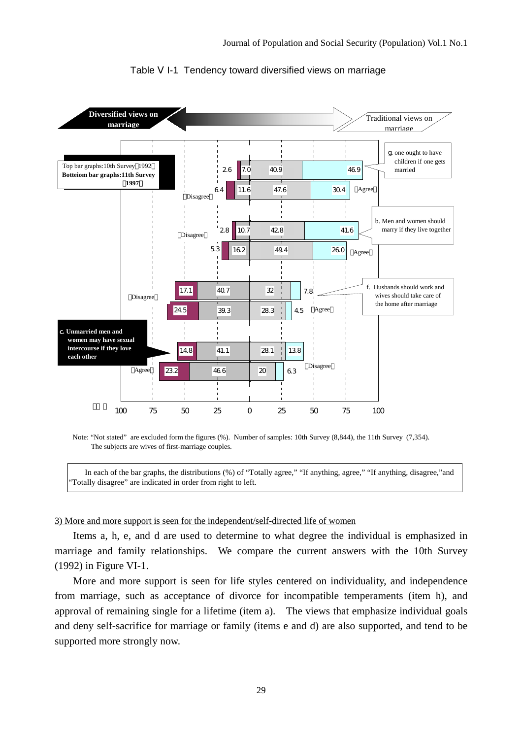Table V I-1 Tendency toward diversified views on marriage

| Item | Survey | Totally disagree | If anything, disagree | If anything, agree | Totally agree |
|---|---|---|---|---|---|
| g. one ought to have children if one gets married | 10th Survey (1992) | 2.6 | 7.0 | 40.9 | 46.9 |
| | 11th Survey (1997) | 6.4 | 11.6 | 47.6 | 30.4 |
| b. Men and women should marry if they live together | 10th Survey (1992) | 2.8 | 10.7 | 42.8 | 41.6 |
| | 11th Survey (1997) | 5.3 | 16.2 | 49.4 | 26.0 |
| f. Husbands should work and wives should take care of the home after marriage | 10th Survey (1992) | 17.1 | 40.7 | 32 | 7.8 |
| | 11th Survey (1997) | 24.5 | 39.3 | 28.3 | 4.5 |

| Item | Survey | Totally agree | If anything, agree | If anything, disagree | Totally disagree |
|---|---|---|---|---|---|
| c. Unmarried men and women may have sexual intercourse if they love each other | 10th Survey (1992) | 14.8 | 41.1 | 28.1 | 13.8 |
| | 11th Survey (1997) | 23.2 | 46.6 | 20 | 6.3 |

Diversified views on marriage ← → Traditional views on marriage

Top bar graphs: 10th Survey (1992); Bottom bar graphs: 11th Survey (1997)

Note: "Not stated" are excluded form the figures (%). Number of samples: 10th Survey (8,844), the 11th Survey (7,354). The subjects are wives of first-marriage couples.

In each of the bar graphs, the distributions (%) of "Totally agree," "If anything, agree," "If anything, disagree," and "Totally disagree" are indicated in order from right to left.

3) More and more support is seen for the independent/self-directed life of women

Items a, h, e, and d are used to determine to what degree the individual is emphasized in marriage and family relationships. We compare the current answers with the 10th Survey (1992) in Figure VI-1.

More and more support is seen for life styles centered on individuality, and independence from marriage, such as acceptance of divorce for incompatible temperaments (item h), and approval of remaining single for a lifetime (item a). The views that emphasize individual goals and deny self-sacrifice for marriage or family (items e and d) are also supported, and tend to be supported more strongly now.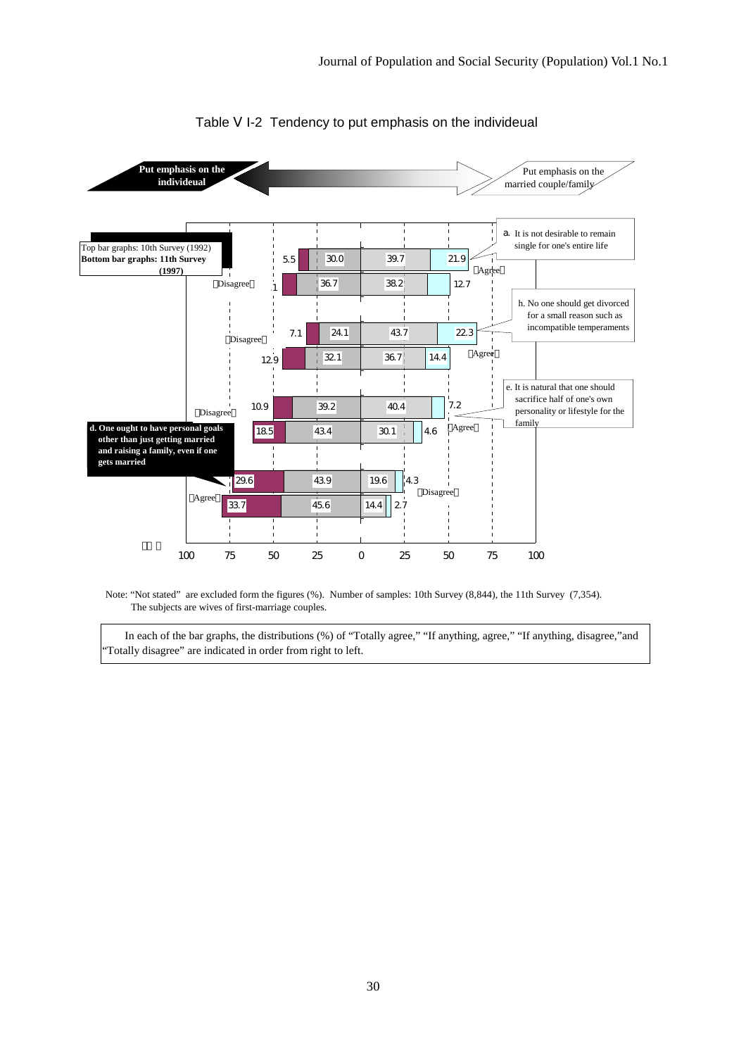Table V I-2 Tendency to put emphasis on the individeual

**Put emphasis on the individeual** ⟷ Put emphasis on the married couple/family

Top bar graphs: 10th Survey (1992)
**Bottom bar graphs: 11th Survey (1997)**

| Item | Survey | Totally disagree | If anything, disagree | If anything, agree | Totally agree |
|---|---|---|---|---|---|
| a. It is not desirable to remain single for one's entire life | 10th (1992) | 5.5 | 30.0 | 39.7 | 21.9 |
| | 11th (1997) | 1 | 36.7 | 38.2 | 12.7 |
| h. No one should get divorced for a small reason such as incompatible temperaments | 10th (1992) | 7.1 | 24.1 | 43.7 | 22.3 |
| | 11th (1997) | 12.9 | 32.1 | 36.7 | 14.4 |
| e. It is natural that one should sacrifice half of one's own personality or lifestyle for the family | 10th (1992) | 10.9 | 39.2 | 40.4 | 7.2 |
| | 11th (1997) | 18.5 | 43.4 | 30.1 | 4.6 |

| Item | Survey | Totally agree | If anything, agree | If anything, disagree | Totally disagree |
|---|---|---|---|---|---|
| d. One ought to have personal goals other than just getting married and raising a family, even if one gets married | 10th (1992) | 29.6 | 43.9 | 19.6 | 4.3 |
| | 11th (1997) | 33.7 | 45.6 | 14.4 | 2.7 |

Note: "Not stated" are excluded form the figures (%). Number of samples: 10th Survey (8,844), the 11th Survey (7,354). The subjects are wives of first-marriage couples.

In each of the bar graphs, the distributions (%) of "Totally agree," "If anything, agree," "If anything, disagree,"and "Totally disagree" are indicated in order from right to left.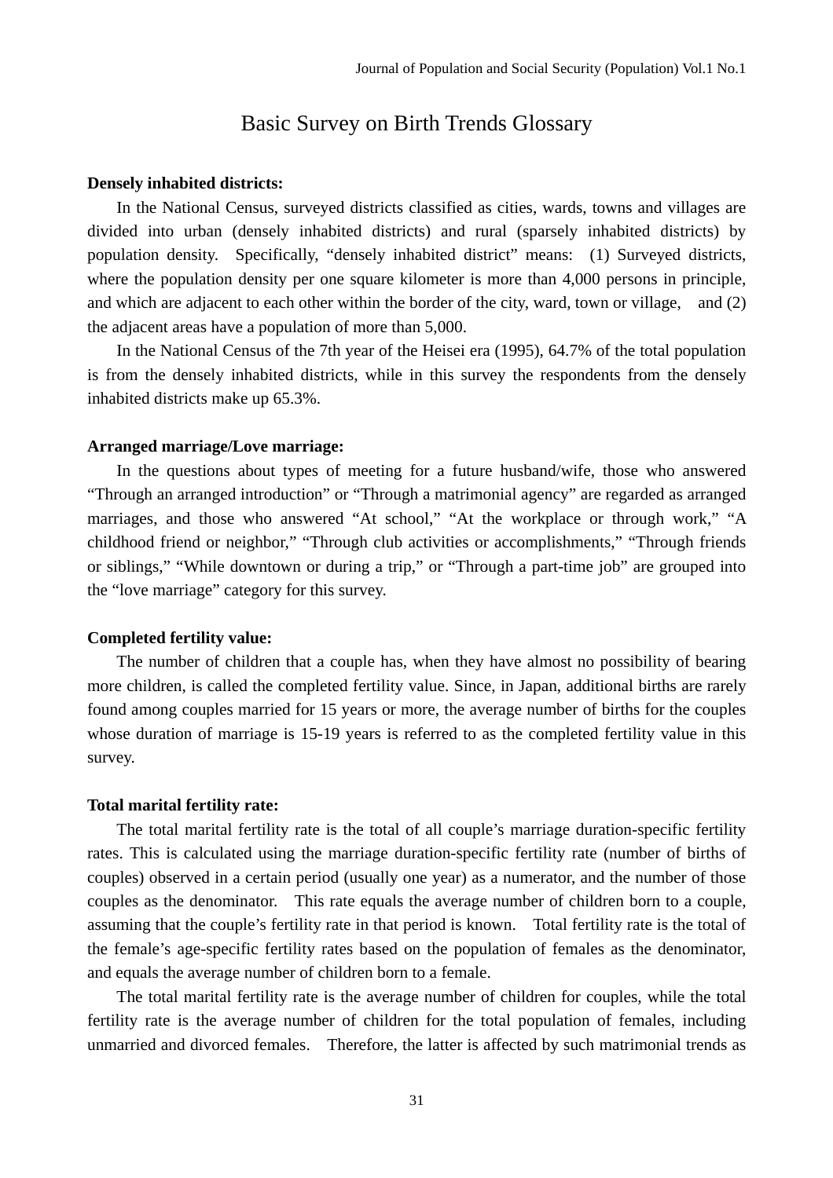# Basic Survey on Birth Trends Glossary

**Densely inhabited districts:**

In the National Census, surveyed districts classified as cities, wards, towns and villages are divided into urban (densely inhabited districts) and rural (sparsely inhabited districts) by population density. Specifically, "densely inhabited district" means: (1) Surveyed districts, where the population density per one square kilometer is more than 4,000 persons in principle, and which are adjacent to each other within the border of the city, ward, town or village, and (2) the adjacent areas have a population of more than 5,000.

In the National Census of the 7th year of the Heisei era (1995), 64.7% of the total population is from the densely inhabited districts, while in this survey the respondents from the densely inhabited districts make up 65.3%.

**Arranged marriage/Love marriage:**

In the questions about types of meeting for a future husband/wife, those who answered "Through an arranged introduction" or "Through a matrimonial agency" are regarded as arranged marriages, and those who answered "At school," "At the workplace or through work," "A childhood friend or neighbor," "Through club activities or accomplishments," "Through friends or siblings," "While downtown or during a trip," or "Through a part-time job" are grouped into the "love marriage" category for this survey.

**Completed fertility value:**

The number of children that a couple has, when they have almost no possibility of bearing more children, is called the completed fertility value. Since, in Japan, additional births are rarely found among couples married for 15 years or more, the average number of births for the couples whose duration of marriage is 15-19 years is referred to as the completed fertility value in this survey.

**Total marital fertility rate:**

The total marital fertility rate is the total of all couple's marriage duration-specific fertility rates. This is calculated using the marriage duration-specific fertility rate (number of births of couples) observed in a certain period (usually one year) as a numerator, and the number of those couples as the denominator. This rate equals the average number of children born to a couple, assuming that the couple's fertility rate in that period is known. Total fertility rate is the total of the female's age-specific fertility rates based on the population of females as the denominator, and equals the average number of children born to a female.

The total marital fertility rate is the average number of children for couples, while the total fertility rate is the average number of children for the total population of females, including unmarried and divorced females. Therefore, the latter is affected by such matrimonial trends as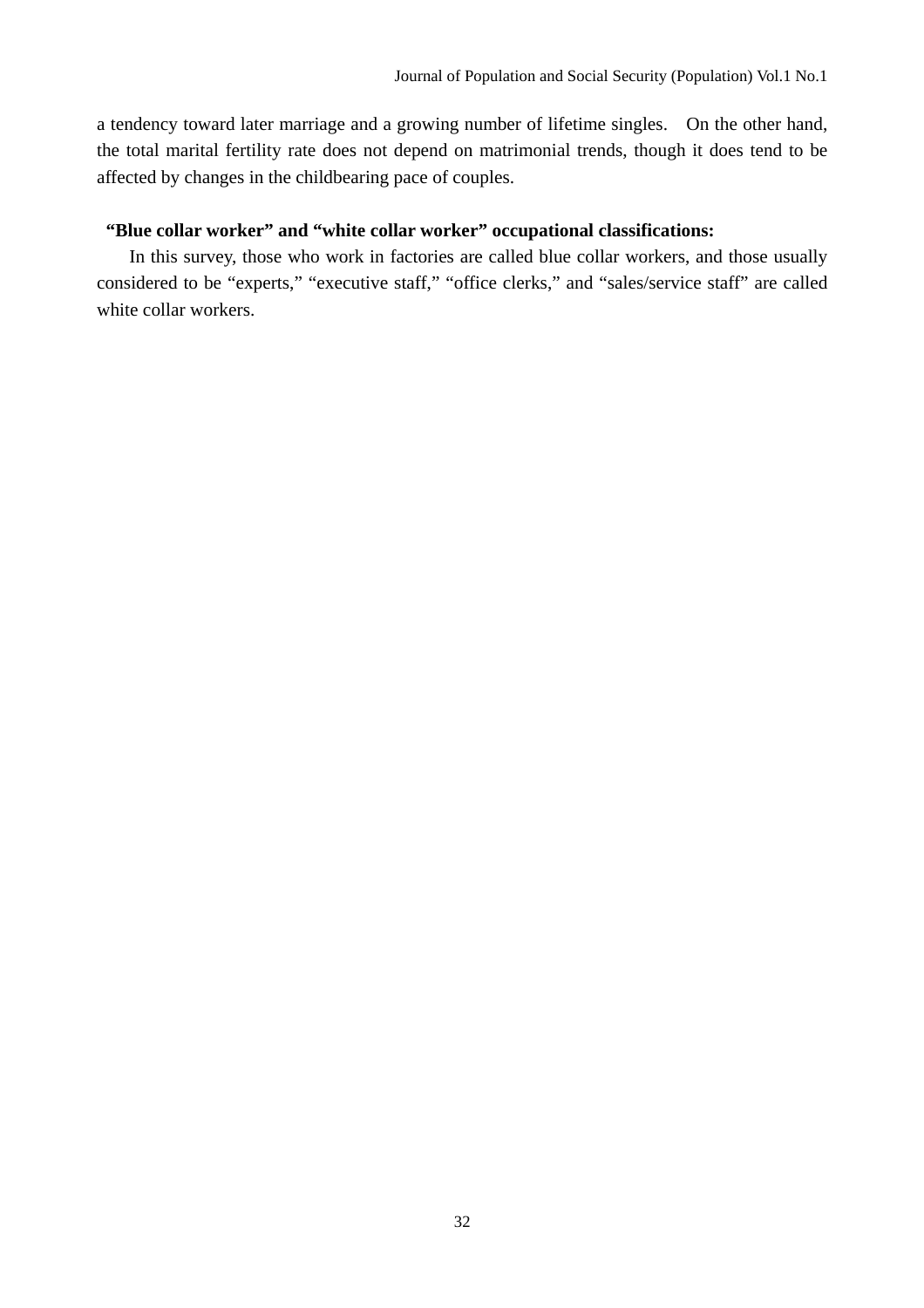a tendency toward later marriage and a growing number of lifetime singles.　On the other hand, the total marital fertility rate does not depend on matrimonial trends, though it does tend to be affected by changes in the childbearing pace of couples.

**"Blue collar worker" and "white collar worker" occupational classifications:**

In this survey, those who work in factories are called blue collar workers, and those usually considered to be "experts," "executive staff," "office clerks," and "sales/service staff" are called white collar workers.